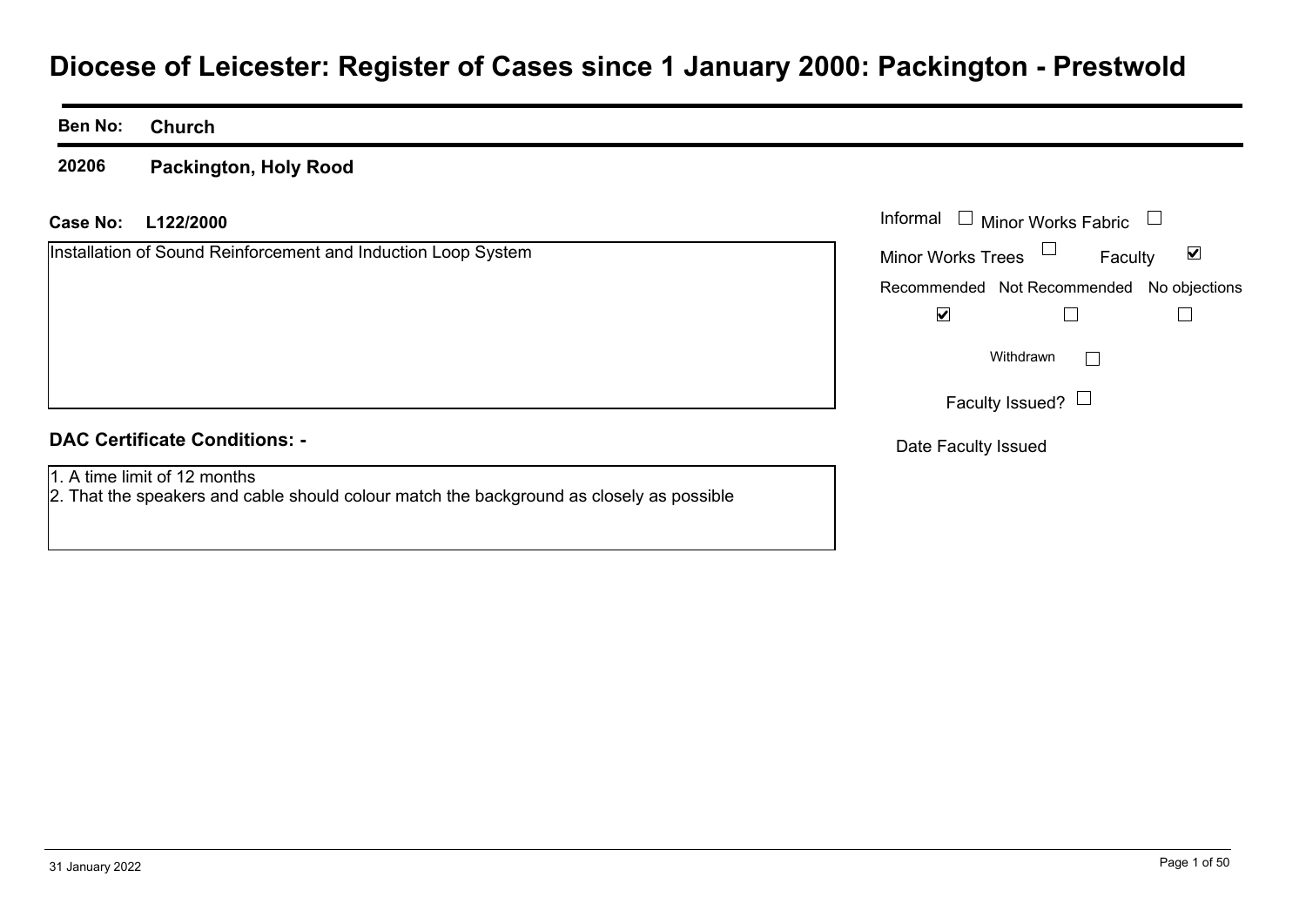# Diocese of Leicester: Register of Cases since 1 January 2000: Packington - Prestwold

**Ben No:** **Church**

**20206** **Packington, Holy Rood**

**Case No:** **L122/2000**

Installation of Sound Reinforcement and Induction Loop System

- Informal ☐
- Minor Works Fabric ☐
- Minor Works Trees ☐
- Faculty ☑

| Recommended | Not Recommended | No objections |
|---|---|---|
| ☑ | ☐ | ☐ |

Withdrawn ☐

Faculty Issued? ☐

Date Faculty Issued

**DAC Certificate Conditions: -**

1. A time limit of 12 months
2. That the speakers and cable should colour match the background as closely as possible

31 January 2022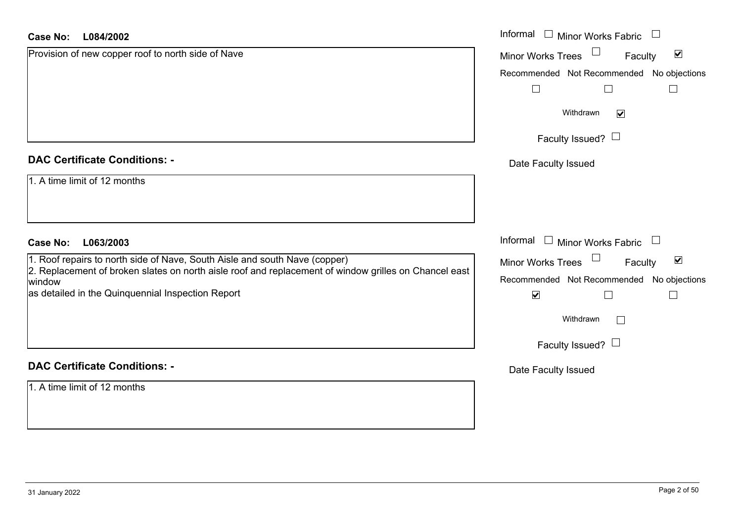**Case No: L084/2002**

Provision of new copper roof to north side of Nave

Informal ☐ Minor Works Fabric ☐
Minor Works Trees ☐ Faculty ☑

Recommended ☐ Not Recommended ☐ No objections ☐

Withdrawn ☑

Faculty Issued? ☐

Date Faculty Issued

**DAC Certificate Conditions: -**

1. A time limit of 12 months

**Case No: L063/2003**

1. Roof repairs to north side of Nave, South Aisle and south Nave (copper)
2. Replacement of broken slates on north aisle roof and replacement of window grilles on Chancel east window
as detailed in the Quinquennial Inspection Report

Informal ☐ Minor Works Fabric ☐
Minor Works Trees ☐ Faculty ☑

Recommended ☑ Not Recommended ☐ No objections ☐

Withdrawn ☐

Faculty Issued? ☐

Date Faculty Issued

**DAC Certificate Conditions: -**

1. A time limit of 12 months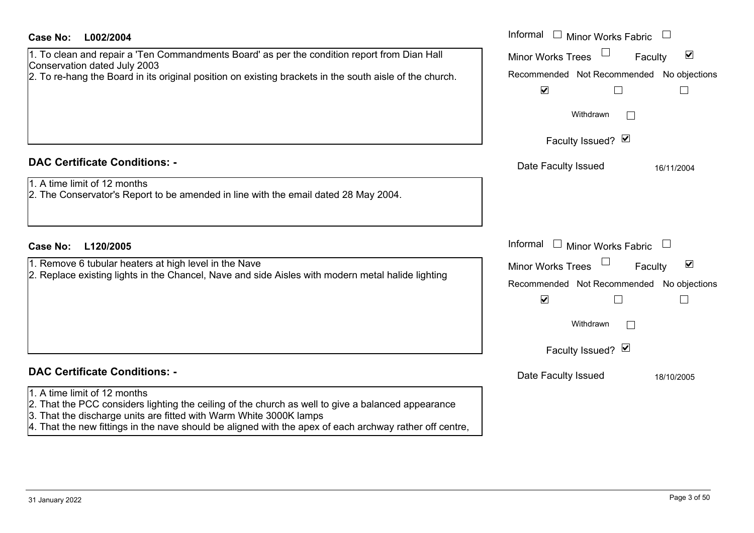**Case No: L002/2004**

1. To clean and repair a 'Ten Commandments Board' as per the condition report from Dian Hall Conservation dated July 2003
2. To re-hang the Board in its original position on existing brackets in the south aisle of the church.

Informal ☐ Minor Works Fabric ☐
Minor Works Trees ☐ Faculty ☑

| Recommended | Not Recommended | No objections |
|---|---|---|
| ☑ | ☐ | ☐ |

Withdrawn ☐

Faculty Issued? ☑

Date Faculty Issued 16/11/2004

### DAC Certificate Conditions: -

1. A time limit of 12 months
2. The Conservator's Report to be amended in line with the email dated 28 May 2004.

**Case No: L120/2005**

1. Remove 6 tubular heaters at high level in the Nave
2. Replace existing lights in the Chancel, Nave and side Aisles with modern metal halide lighting

Informal ☐ Minor Works Fabric ☐
Minor Works Trees ☐ Faculty ☑

| Recommended | Not Recommended | No objections |
|---|---|---|
| ☑ | ☐ | ☐ |

Withdrawn ☐

Faculty Issued? ☑

Date Faculty Issued 18/10/2005

### DAC Certificate Conditions: -

1. A time limit of 12 months
2. That the PCC considers lighting the ceiling of the church as well to give a balanced appearance
3. That the discharge units are fitted with Warm White 3000K lamps
4. That the new fittings in the nave should be aligned with the apex of each archway rather off centre,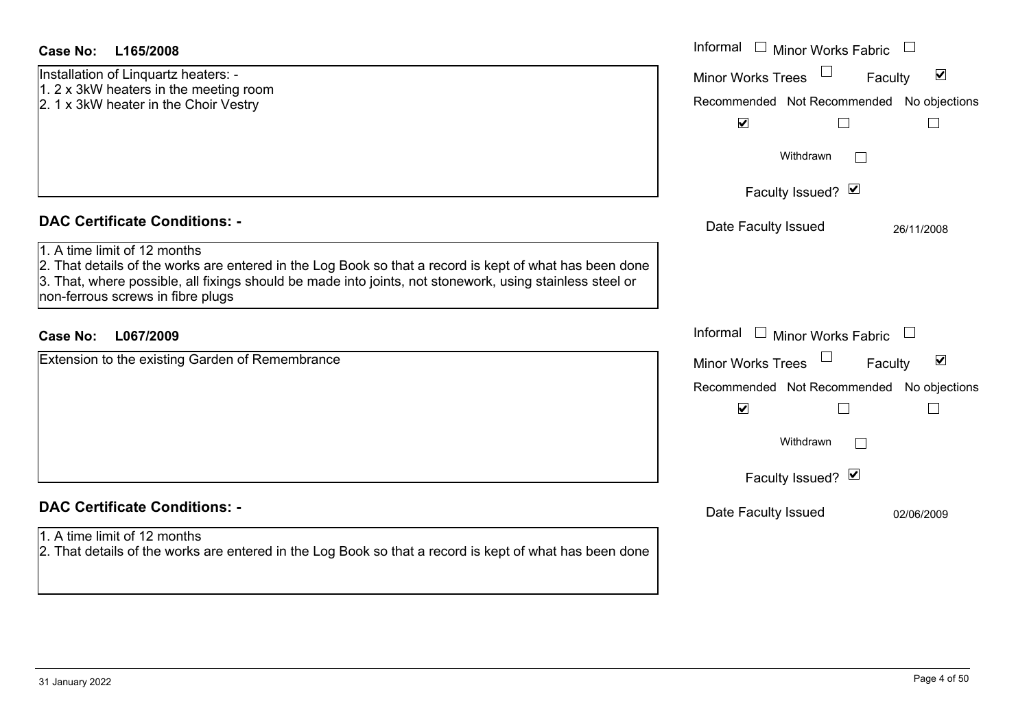**Case No: L165/2008**

Installation of Linquartz heaters: -
1. 2 x 3kW heaters in the meeting room
2. 1 x 3kW heater in the Choir Vestry

Informal ☐ Minor Works Fabric ☐
Minor Works Trees ☐ Faculty ☑

| Recommended | Not Recommended | No objections |
|---|---|---|
| ☑ | ☐ | ☐ |

Withdrawn ☐

Faculty Issued? ☑

Date Faculty Issued 26/11/2008

## DAC Certificate Conditions: -

1. A time limit of 12 months
2. That details of the works are entered in the Log Book so that a record is kept of what has been done
3. That, where possible, all fixings should be made into joints, not stonework, using stainless steel or non-ferrous screws in fibre plugs

**Case No: L067/2009**

Extension to the existing Garden of Remembrance

Informal ☐ Minor Works Fabric ☐
Minor Works Trees ☐ Faculty ☑

| Recommended | Not Recommended | No objections |
|---|---|---|
| ☑ | ☐ | ☐ |

Withdrawn ☐

Faculty Issued? ☑

Date Faculty Issued 02/06/2009

## DAC Certificate Conditions: -

1. A time limit of 12 months
2. That details of the works are entered in the Log Book so that a record is kept of what has been done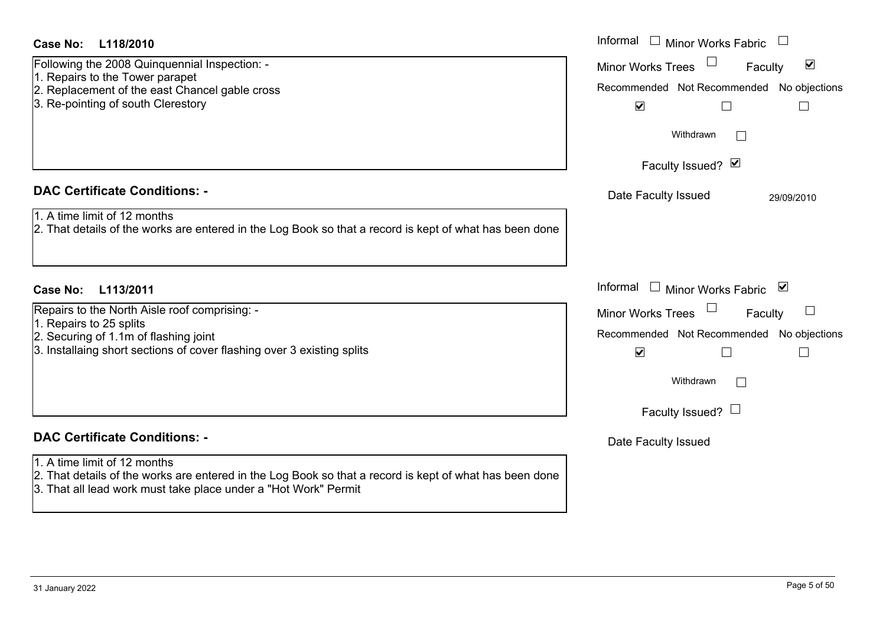**Case No: L118/2010**

Following the 2008 Quinquennial Inspection: -
1. Repairs to the Tower parapet
2. Replacement of the east Chancel gable cross
3. Re-pointing of south Clerestory

Informal ☐ Minor Works Fabric ☐
Minor Works Trees ☐ Faculty ☑

| Recommended | Not Recommended | No objections |
|---|---|---|
| ☑ | ☐ | ☐ |

Withdrawn ☐

Faculty Issued? ☑

Date Faculty Issued 29/09/2010

## DAC Certificate Conditions: -

1. A time limit of 12 months
2. That details of the works are entered in the Log Book so that a record is kept of what has been done

**Case No: L113/2011**

Repairs to the North Aisle roof comprising: -
1. Repairs to 25 splits
2. Securing of 1.1m of flashing joint
3. Installaing short sections of cover flashing over 3 existing splits

Informal ☐ Minor Works Fabric ☑
Minor Works Trees ☐ Faculty ☐

| Recommended | Not Recommended | No objections |
|---|---|---|
| ☑ | ☐ | ☐ |

Withdrawn ☐

Faculty Issued? ☐

Date Faculty Issued

## DAC Certificate Conditions: -

1. A time limit of 12 months
2. That details of the works are entered in the Log Book so that a record is kept of what has been done
3. That all lead work must take place under a "Hot Work" Permit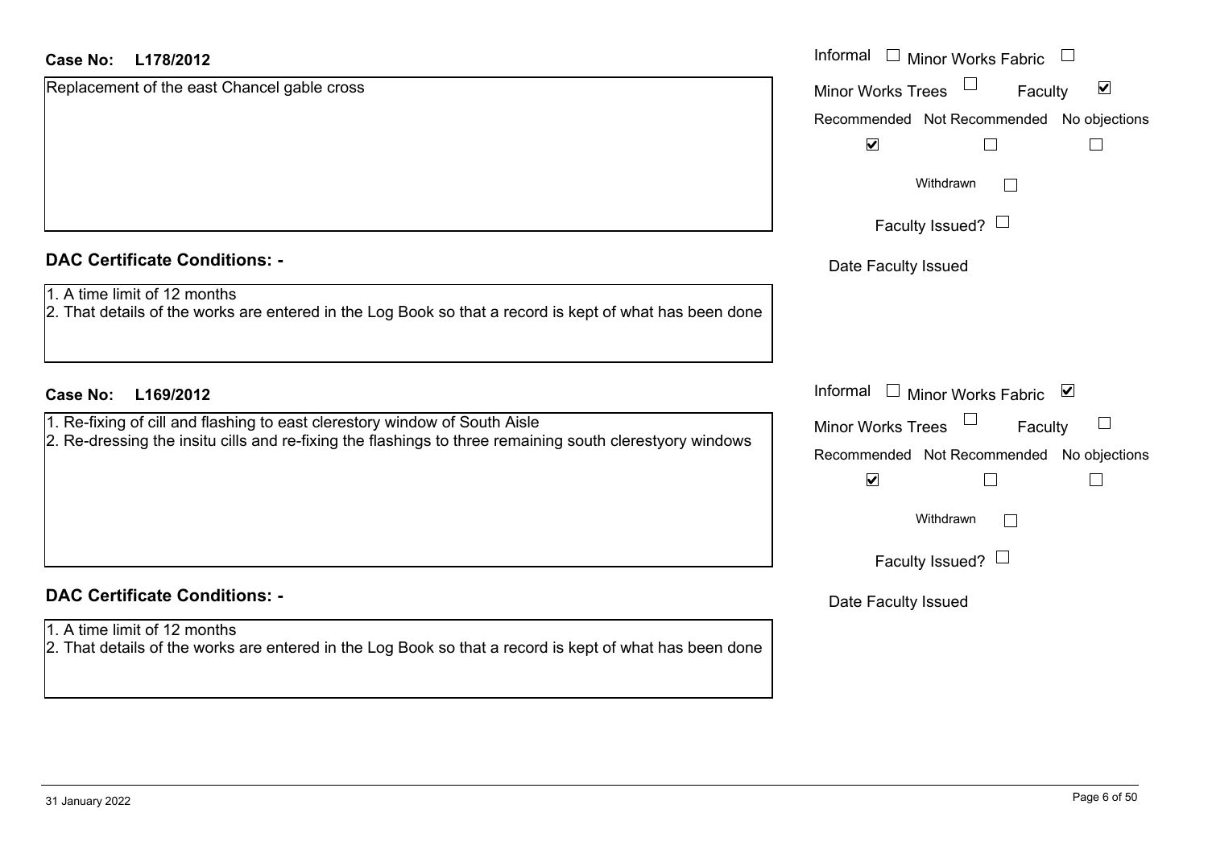**Case No: L178/2012**

Replacement of the east Chancel gable cross

Informal ☐ Minor Works Fabric ☐
Minor Works Trees ☐ Faculty ☑

| Recommended | Not Recommended | No objections |
|---|---|---|
| ☑ | ☐ | ☐ |

Withdrawn ☐

Faculty Issued? ☐

Date Faculty Issued

**DAC Certificate Conditions: -**

1. A time limit of 12 months
2. That details of the works are entered in the Log Book so that a record is kept of what has been done

**Case No: L169/2012**

1. Re-fixing of cill and flashing to east clerestory window of South Aisle
2. Re-dressing the insitu cills and re-fixing the flashings to three remaining south clerestyory windows

Informal ☐ Minor Works Fabric ☑
Minor Works Trees ☐ Faculty ☐

| Recommended | Not Recommended | No objections |
|---|---|---|
| ☑ | ☐ | ☐ |

Withdrawn ☐

Faculty Issued? ☐

Date Faculty Issued

**DAC Certificate Conditions: -**

1. A time limit of 12 months
2. That details of the works are entered in the Log Book so that a record is kept of what has been done

31 January 2022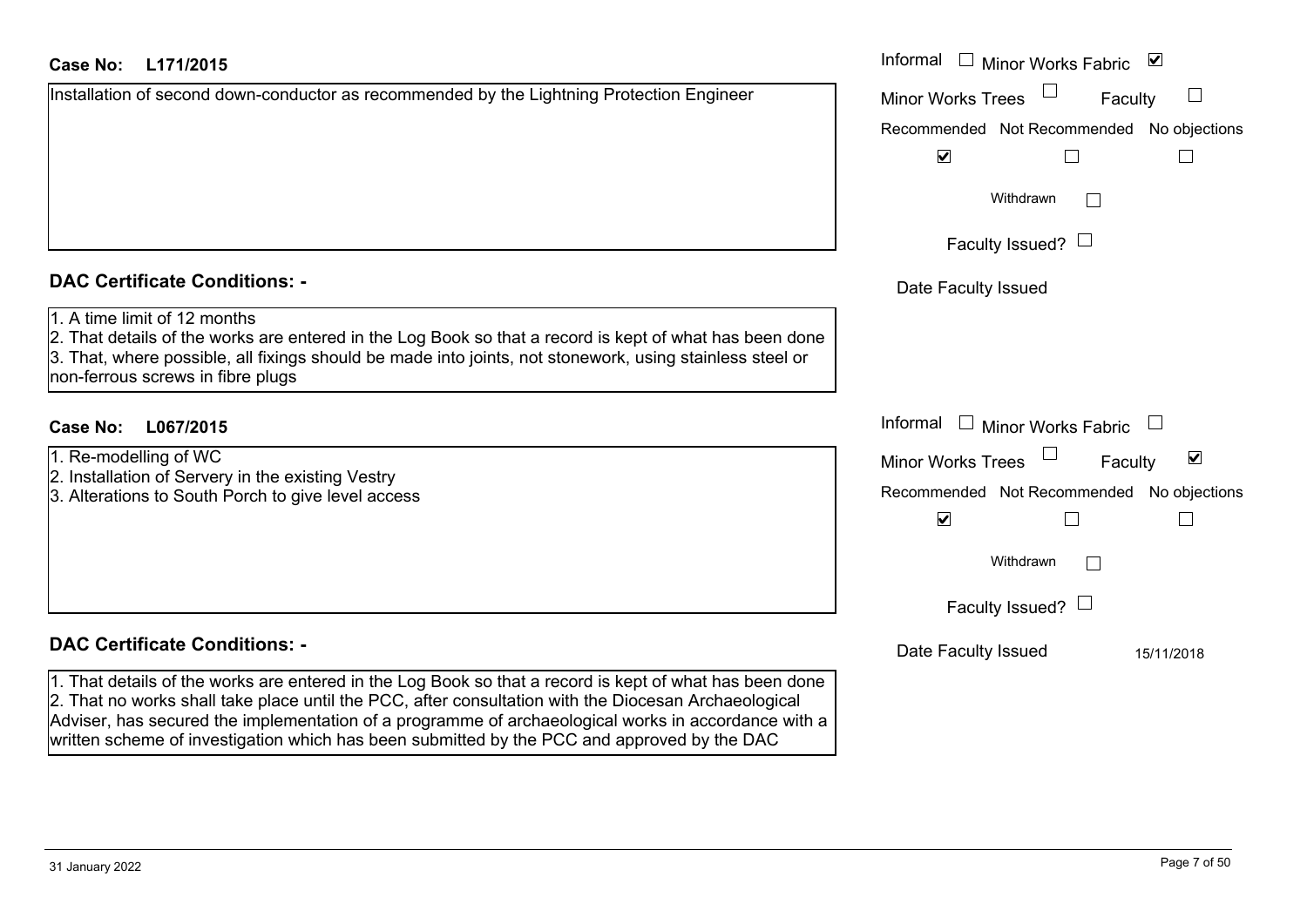**Case No: L171/2015**

Installation of second down-conductor as recommended by the Lightning Protection Engineer

Informal ☐ Minor Works Fabric ☑

Minor Works Trees ☐ Faculty ☐

| Recommended | Not Recommended | No objections |
|---|---|---|
| ☑ | ☐ | ☐ |

Withdrawn ☐

Faculty Issued? ☐

Date Faculty Issued

**DAC Certificate Conditions: -**

1. A time limit of 12 months
2. That details of the works are entered in the Log Book so that a record is kept of what has been done
3. That, where possible, all fixings should be made into joints, not stonework, using stainless steel or non-ferrous screws in fibre plugs

**Case No: L067/2015**

1. Re-modelling of WC
2. Installation of Servery in the existing Vestry
3. Alterations to South Porch to give level access

Informal ☐ Minor Works Fabric ☐

Minor Works Trees ☐ Faculty ☑

| Recommended | Not Recommended | No objections |
|---|---|---|
| ☑ | ☐ | ☐ |

Withdrawn ☐

Faculty Issued? ☐

Date Faculty Issued 15/11/2018

**DAC Certificate Conditions: -**

1. That details of the works are entered in the Log Book so that a record is kept of what has been done
2. That no works shall take place until the PCC, after consultation with the Diocesan Archaeological Adviser, has secured the implementation of a programme of archaeological works in accordance with a written scheme of investigation which has been submitted by the PCC and approved by the DAC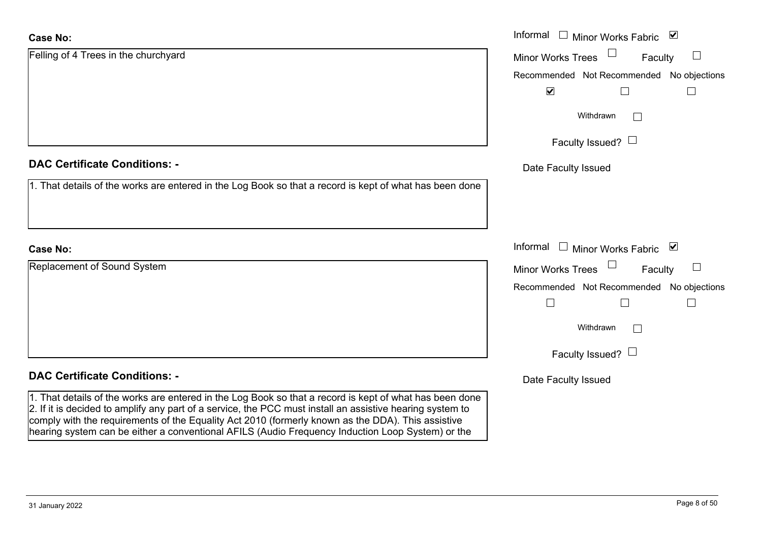**Case No:**

Felling of 4 Trees in the churchyard

Informal ☐ Minor Works Fabric ☑

Minor Works Trees ☐ Faculty ☐

| Recommended | Not Recommended | No objections |
|---|---|---|
| ☑ | ☐ | ☐ |

Withdrawn ☐

Faculty Issued? ☐

Date Faculty Issued

**DAC Certificate Conditions: -**

1. That details of the works are entered in the Log Book so that a record is kept of what has been done

**Case No:**

Replacement of Sound System

Informal ☐ Minor Works Fabric ☑

Minor Works Trees ☐ Faculty ☐

| Recommended | Not Recommended | No objections |
|---|---|---|
| ☐ | ☐ | ☐ |

Withdrawn ☐

Faculty Issued? ☐

Date Faculty Issued

**DAC Certificate Conditions: -**

1. That details of the works are entered in the Log Book so that a record is kept of what has been done
2. If it is decided to amplify any part of a service, the PCC must install an assistive hearing system to comply with the requirements of the Equality Act 2010 (formerly known as the DDA). This assistive hearing system can be either a conventional AFILS (Audio Frequency Induction Loop System) or the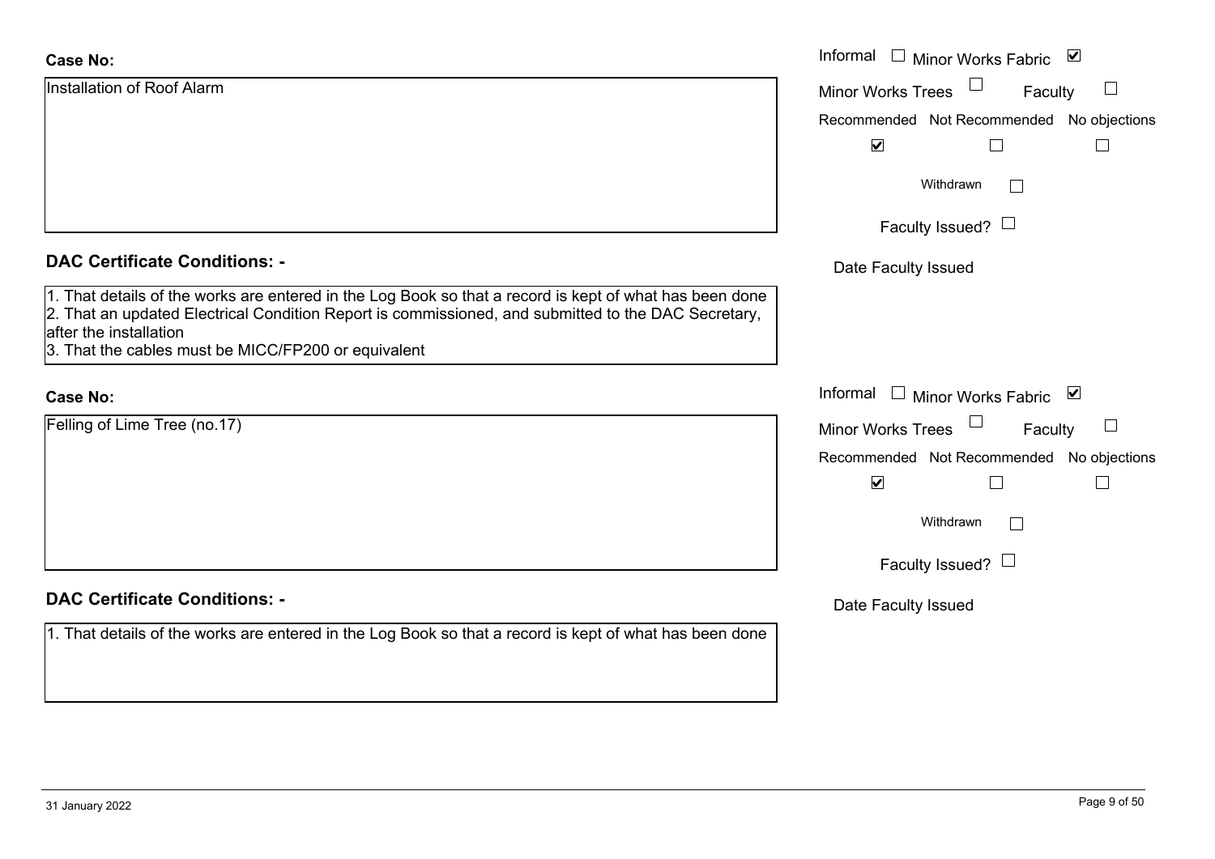**Case No:**

Installation of Roof Alarm

Informal ☐ Minor Works Fabric ☑

Minor Works Trees ☐ Faculty ☐

Recommended ☑ Not Recommended ☐ No objections ☐

Withdrawn ☐

Faculty Issued? ☐

Date Faculty Issued

**DAC Certificate Conditions: -**

1. That details of the works are entered in the Log Book so that a record is kept of what has been done
2. That an updated Electrical Condition Report is commissioned, and submitted to the DAC Secretary, after the installation
3. That the cables must be MICC/FP200 or equivalent

**Case No:**

Felling of Lime Tree (no.17)

Informal ☐ Minor Works Fabric ☑

Minor Works Trees ☐ Faculty ☐

Recommended ☑ Not Recommended ☐ No objections ☐

Withdrawn ☐

Faculty Issued? ☐

Date Faculty Issued

**DAC Certificate Conditions: -**

1. That details of the works are entered in the Log Book so that a record is kept of what has been done

31 January 2022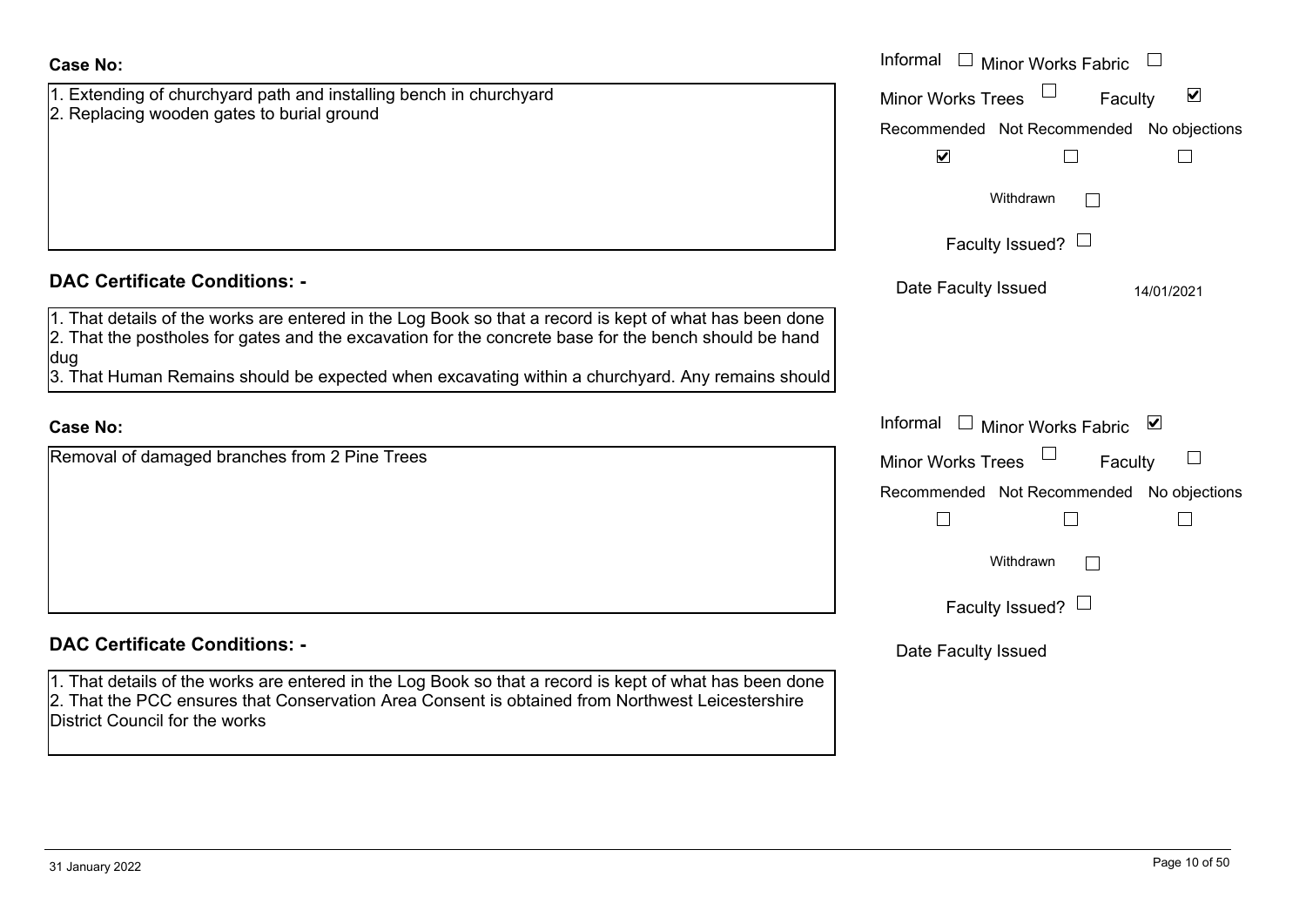**Case No:**

1. Extending of churchyard path and installing bench in churchyard
2. Replacing wooden gates to burial ground

Informal ☐ Minor Works Fabric ☐
Minor Works Trees ☐ Faculty ☑
Recommended ☑ Not Recommended ☐ No objections ☐
Withdrawn ☐
Faculty Issued? ☐
Date Faculty Issued 14/01/2021

**DAC Certificate Conditions: -**

1. That details of the works are entered in the Log Book so that a record is kept of what has been done
2. That the postholes for gates and the excavation for the concrete base for the bench should be hand dug
3. That Human Remains should be expected when excavating within a churchyard. Any remains should

**Case No:**

Removal of damaged branches from 2 Pine Trees

Informal ☐ Minor Works Fabric ☑
Minor Works Trees ☐ Faculty ☐
Recommended ☐ Not Recommended ☐ No objections ☐
Withdrawn ☐
Faculty Issued? ☐
Date Faculty Issued

**DAC Certificate Conditions: -**

1. That details of the works are entered in the Log Book so that a record is kept of what has been done
2. That the PCC ensures that Conservation Area Consent is obtained from Northwest Leicestershire District Council for the works

31 January 2022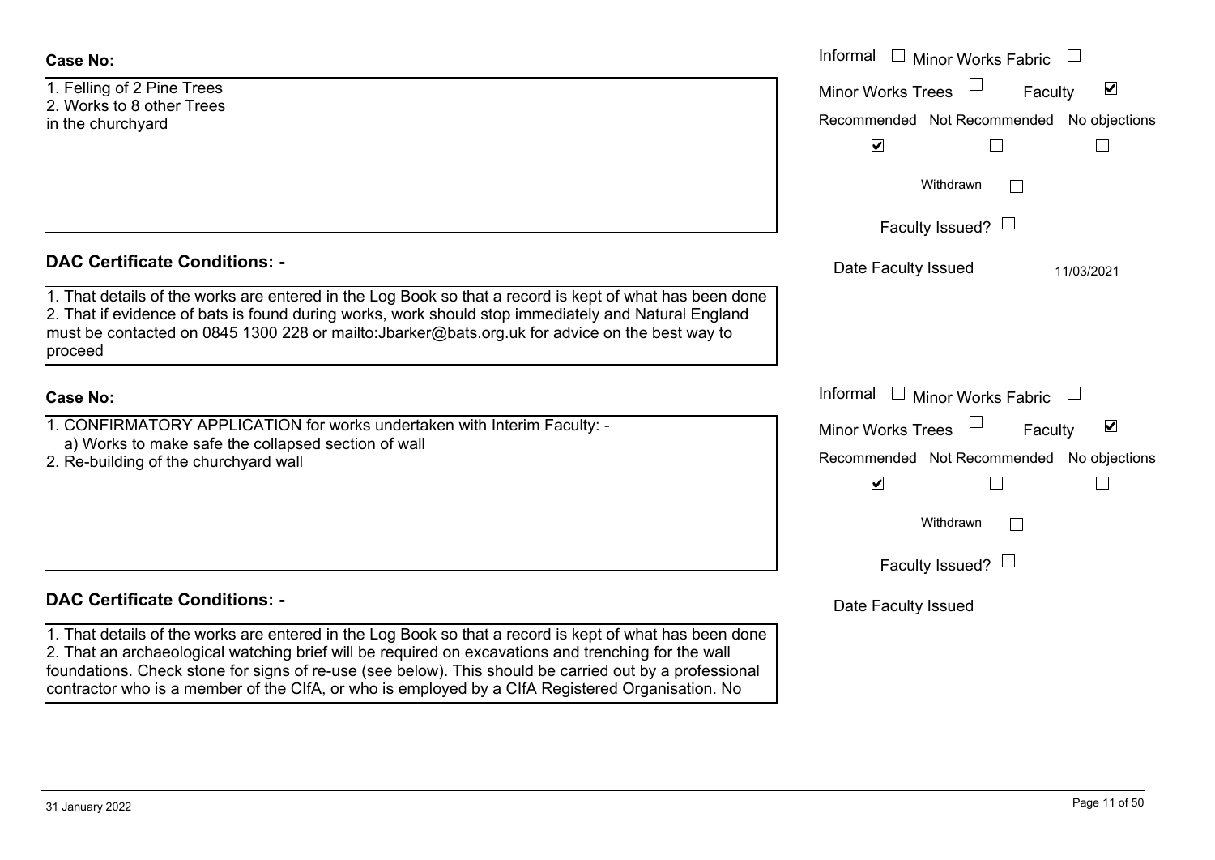**Case No:**

1. Felling of 2 Pine Trees
2. Works to 8 other Trees
in the churchyard

Informal ☐ Minor Works Fabric ☐

Minor Works Trees ☐ Faculty ☑

Recommended ☑ Not Recommended ☐ No objections ☐

Withdrawn ☐

Faculty Issued? ☐

Date Faculty Issued 11/03/2021

**DAC Certificate Conditions: -**

1. That details of the works are entered in the Log Book so that a record is kept of what has been done
2. That if evidence of bats is found during works, work should stop immediately and Natural England must be contacted on 0845 1300 228 or mailto:Jbarker@bats.org.uk for advice on the best way to proceed

**Case No:**

1. CONFIRMATORY APPLICATION for works undertaken with Interim Faculty: -
   a) Works to make safe the collapsed section of wall
2. Re-building of the churchyard wall

Informal ☐ Minor Works Fabric ☐

Minor Works Trees ☐ Faculty ☑

Recommended ☑ Not Recommended ☐ No objections ☐

Withdrawn ☐

Faculty Issued? ☐

Date Faculty Issued

**DAC Certificate Conditions: -**

1. That details of the works are entered in the Log Book so that a record is kept of what has been done
2. That an archaeological watching brief will be required on excavations and trenching for the wall foundations. Check stone for signs of re-use (see below). This should be carried out by a professional contractor who is a member of the CIfA, or who is employed by a CIfA Registered Organisation. No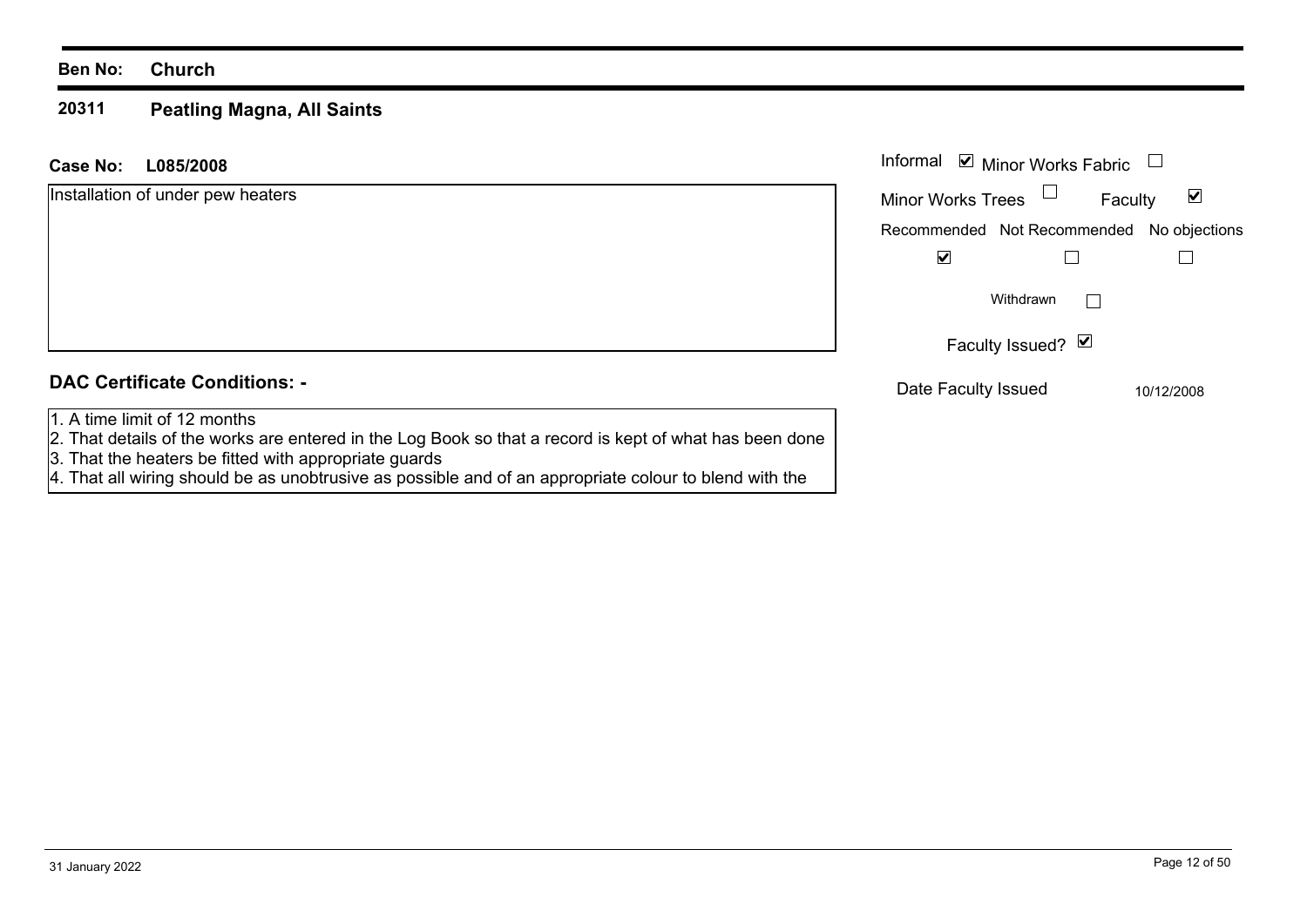**Ben No:** **Church**

## 20311 Peatling Magna, All Saints

**Case No:** **L085/2008**

Installation of under pew heaters

Informal ☑ Minor Works Fabric ☐

Minor Works Trees ☐ Faculty ☑

| Recommended | Not Recommended | No objections |
|---|---|---|
| ☑ | ☐ | ☐ |

Withdrawn ☐

Faculty Issued? ☑

Date Faculty Issued 10/12/2008

### DAC Certificate Conditions: -

1. A time limit of 12 months
2. That details of the works are entered in the Log Book so that a record is kept of what has been done
3. That the heaters be fitted with appropriate guards
4. That all wiring should be as unobtrusive as possible and of an appropriate colour to blend with the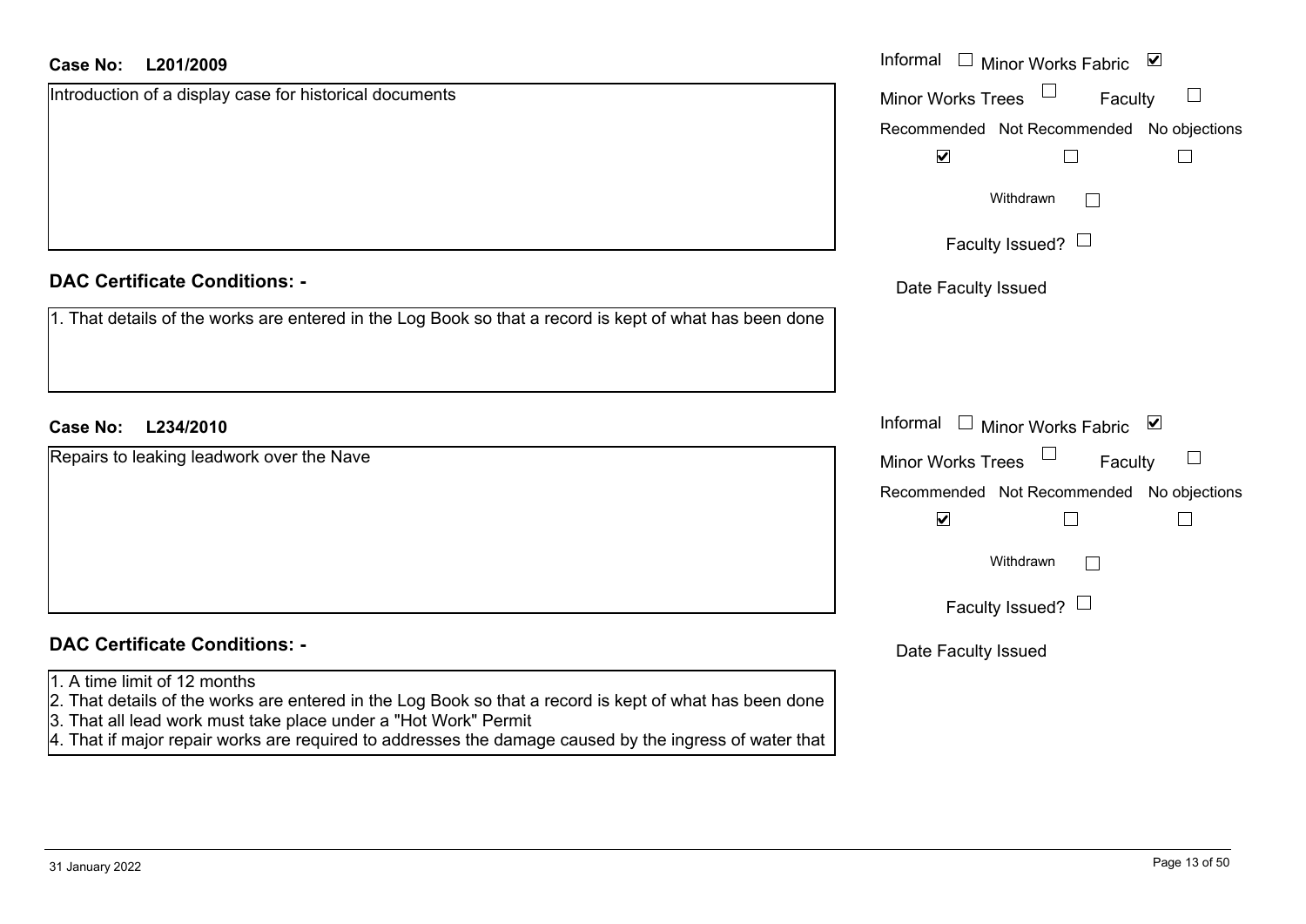**Case No: L201/2009**

Introduction of a display case for historical documents

Informal ☐ Minor Works Fabric ☑
Minor Works Trees ☐ Faculty ☐

| Recommended | Not Recommended | No objections |
|---|---|---|
| ☑ | ☐ | ☐ |

Withdrawn ☐

Faculty Issued? ☐

Date Faculty Issued

## DAC Certificate Conditions: -

1. That details of the works are entered in the Log Book so that a record is kept of what has been done

**Case No: L234/2010**

Repairs to leaking leadwork over the Nave

Informal ☐ Minor Works Fabric ☑
Minor Works Trees ☐ Faculty ☐

| Recommended | Not Recommended | No objections |
|---|---|---|
| ☑ | ☐ | ☐ |

Withdrawn ☐

Faculty Issued? ☐

Date Faculty Issued

## DAC Certificate Conditions: -

1. A time limit of 12 months
2. That details of the works are entered in the Log Book so that a record is kept of what has been done
3. That all lead work must take place under a "Hot Work" Permit
4. That if major repair works are required to addresses the damage caused by the ingress of water that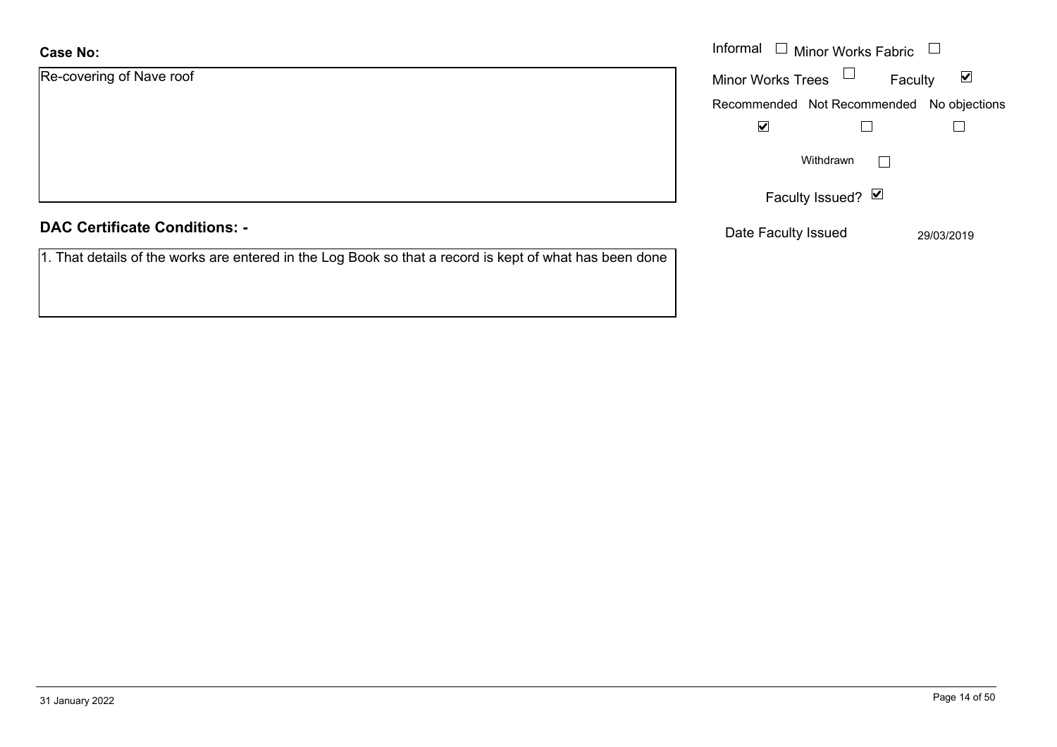**Case No:**

Re-covering of Nave roof

Informal ☐ Minor Works Fabric ☐

Minor Works Trees ☐ Faculty ☑

| Recommended | Not Recommended | No objections |
| --- | --- | --- |
| ☑ | ☐ | ☐ |

Withdrawn ☐

Faculty Issued? ☑

Date Faculty Issued 29/03/2019

**DAC Certificate Conditions: -**

1. That details of the works are entered in the Log Book so that a record is kept of what has been done

31 January 2022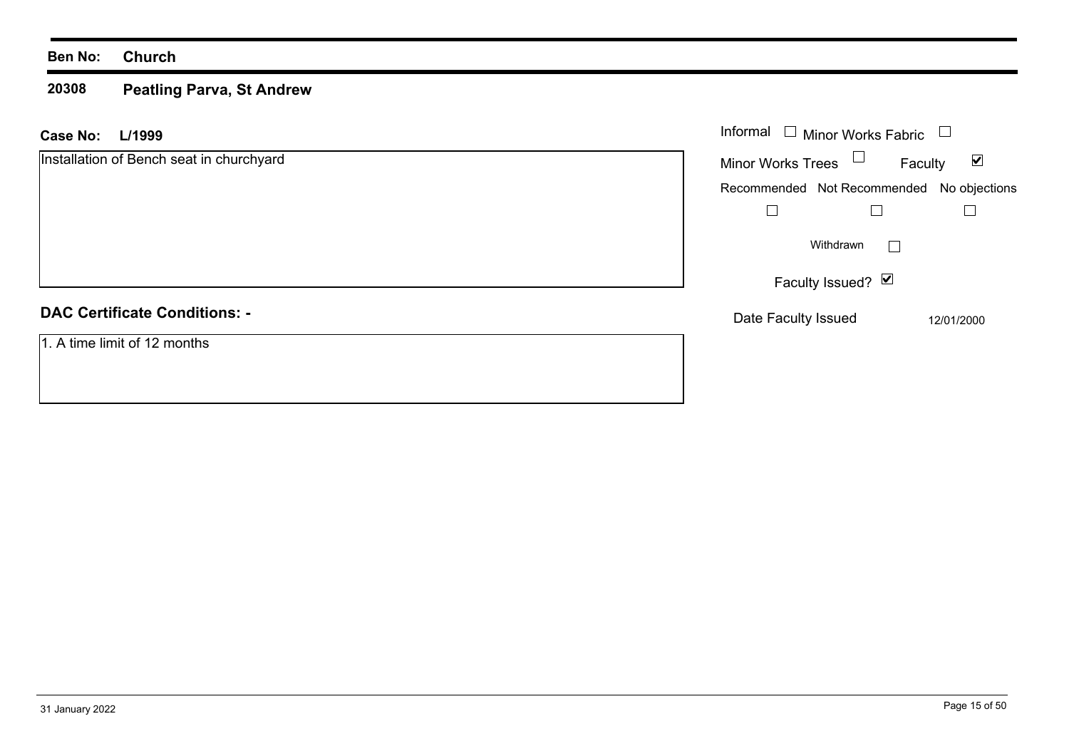**Ben No:** **Church**

**20308** **Peatling Parva, St Andrew**

**Case No:** **L/1999**

Installation of Bench seat in churchyard

Informal ☐ Minor Works Fabric ☐

Minor Works Trees ☐ Faculty ☑

Recommended ☐ Not Recommended ☐ No objections ☐

Withdrawn ☐

Faculty Issued? ☑

Date Faculty Issued 12/01/2000

**DAC Certificate Conditions: -**

1. A time limit of 12 months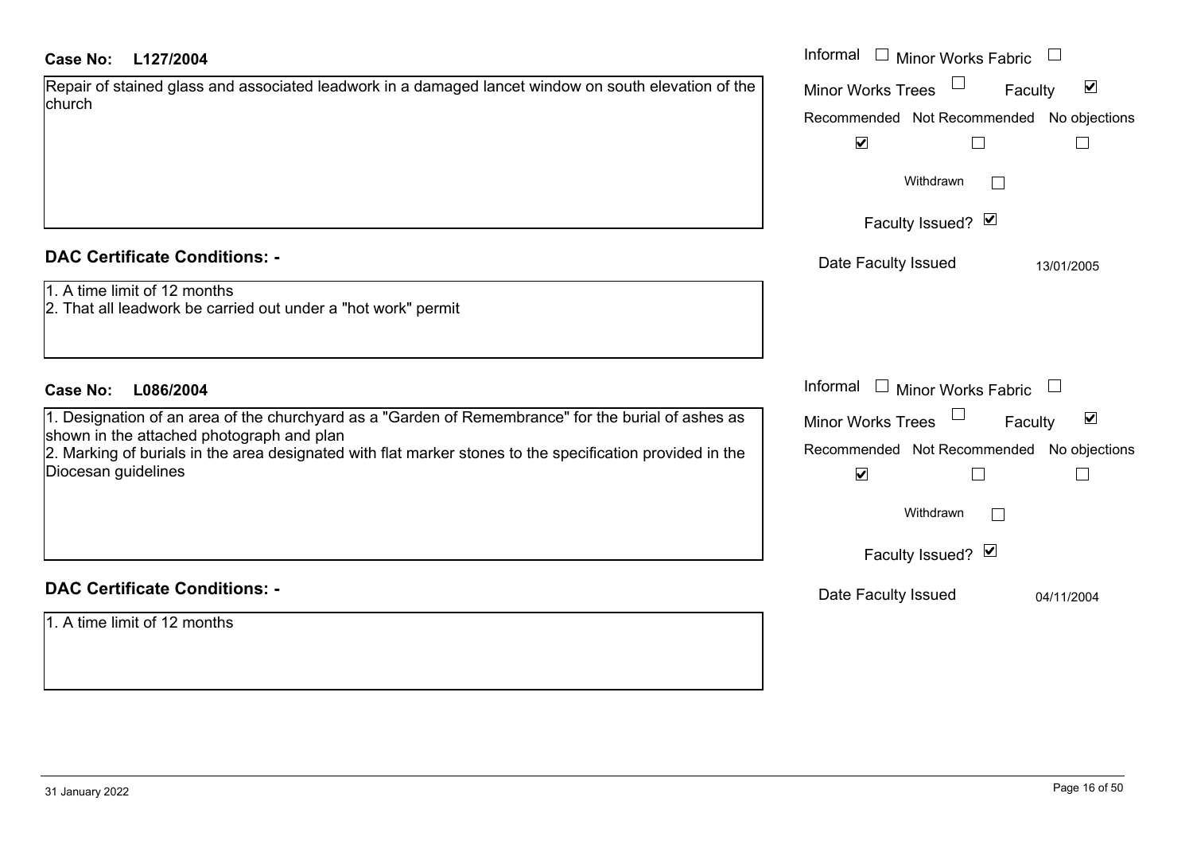**Case No: L127/2004**

Repair of stained glass and associated leadwork in a damaged lancet window on south elevation of the church

| Informal ☐ | Minor Works Fabric ☐ | |
|---|---|---|
| Minor Works Trees ☐ | Faculty ☑ | |
| Recommended | Not Recommended | No objections |
| ☑ | ☐ | ☐ |

Withdrawn ☐

Faculty Issued? ☑

Date Faculty Issued 13/01/2005

**DAC Certificate Conditions: -**

1. A time limit of 12 months
2. That all leadwork be carried out under a "hot work" permit

**Case No: L086/2004**

1. Designation of an area of the churchyard as a "Garden of Remembrance" for the burial of ashes as shown in the attached photograph and plan
2. Marking of burials in the area designated with flat marker stones to the specification provided in the Diocesan guidelines

| Informal ☐ | Minor Works Fabric ☐ | |
|---|---|---|
| Minor Works Trees ☐ | Faculty ☑ | |
| Recommended | Not Recommended | No objections |
| ☑ | ☐ | ☐ |

Withdrawn ☐

Faculty Issued? ☑

Date Faculty Issued 04/11/2004

**DAC Certificate Conditions: -**

1. A time limit of 12 months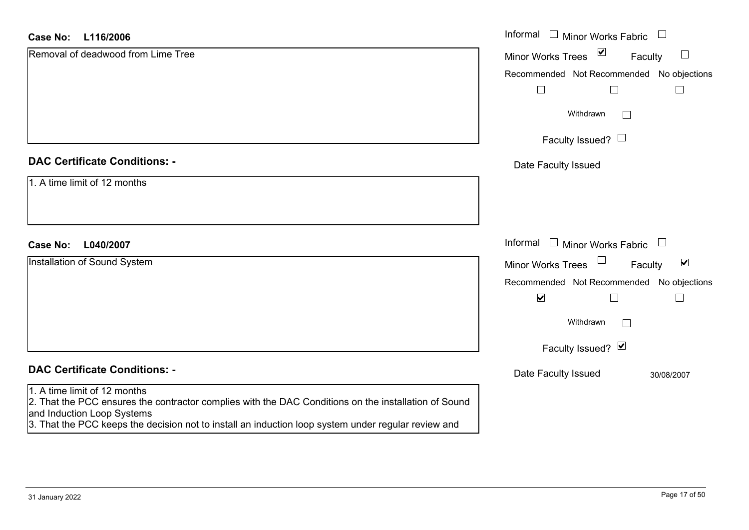**Case No: L116/2006**

Removal of deadwood from Lime Tree

Informal ☐ Minor Works Fabric ☐

Minor Works Trees ☑ Faculty ☐

Recommended ☐ Not Recommended ☐ No objections ☐

Withdrawn ☐

Faculty Issued? ☐

Date Faculty Issued

**DAC Certificate Conditions: -**

1. A time limit of 12 months

**Case No: L040/2007**

Installation of Sound System

Informal ☐ Minor Works Fabric ☐

Minor Works Trees ☐ Faculty ☑

Recommended ☑ Not Recommended ☐ No objections ☐

Withdrawn ☐

Faculty Issued? ☑

Date Faculty Issued 30/08/2007

**DAC Certificate Conditions: -**

1. A time limit of 12 months
2. That the PCC ensures the contractor complies with the DAC Conditions on the installation of Sound and Induction Loop Systems
3. That the PCC keeps the decision not to install an induction loop system under regular review and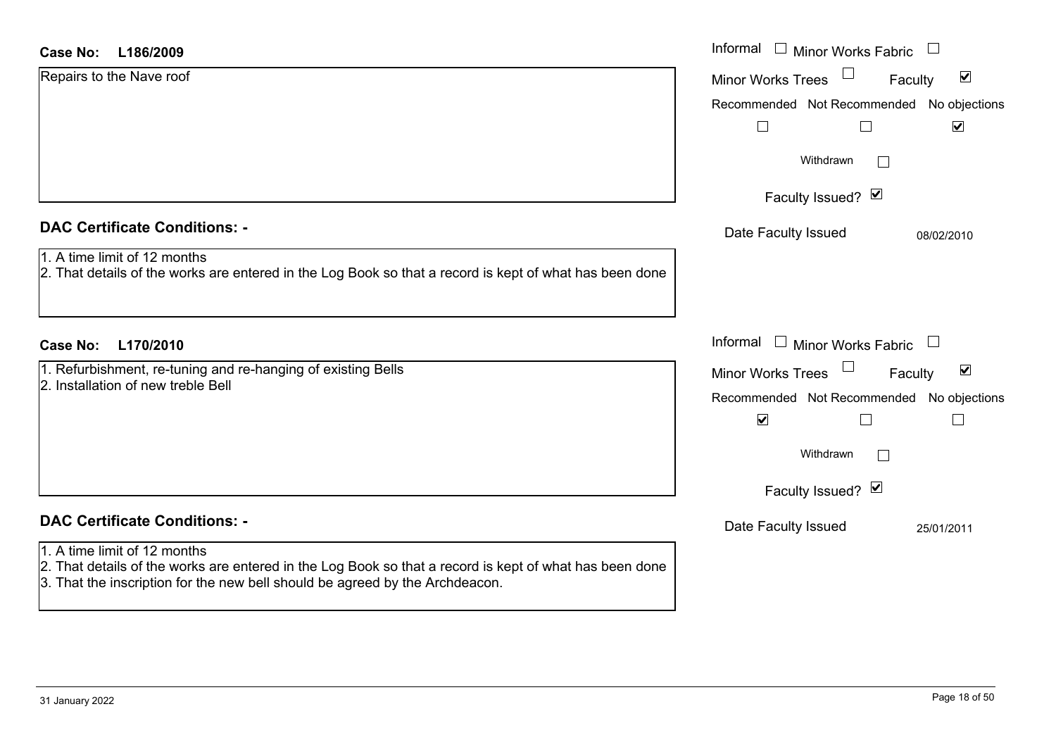**Case No: L186/2009**

Repairs to the Nave roof

Informal ☐ Minor Works Fabric ☐
Minor Works Trees ☐ Faculty ☑

| Recommended | Not Recommended | No objections |
|---|---|---|
| ☐ | ☐ | ☑ |

Withdrawn ☐

Faculty Issued? ☑

Date Faculty Issued 08/02/2010

**DAC Certificate Conditions: -**

1. A time limit of 12 months
2. That details of the works are entered in the Log Book so that a record is kept of what has been done

**Case No: L170/2010**

1. Refurbishment, re-tuning and re-hanging of existing Bells
2. Installation of new treble Bell

Informal ☐ Minor Works Fabric ☐
Minor Works Trees ☐ Faculty ☑

| Recommended | Not Recommended | No objections |
|---|---|---|
| ☑ | ☐ | ☐ |

Withdrawn ☐

Faculty Issued? ☑

Date Faculty Issued 25/01/2011

**DAC Certificate Conditions: -**

1. A time limit of 12 months
2. That details of the works are entered in the Log Book so that a record is kept of what has been done
3. That the inscription for the new bell should be agreed by the Archdeacon.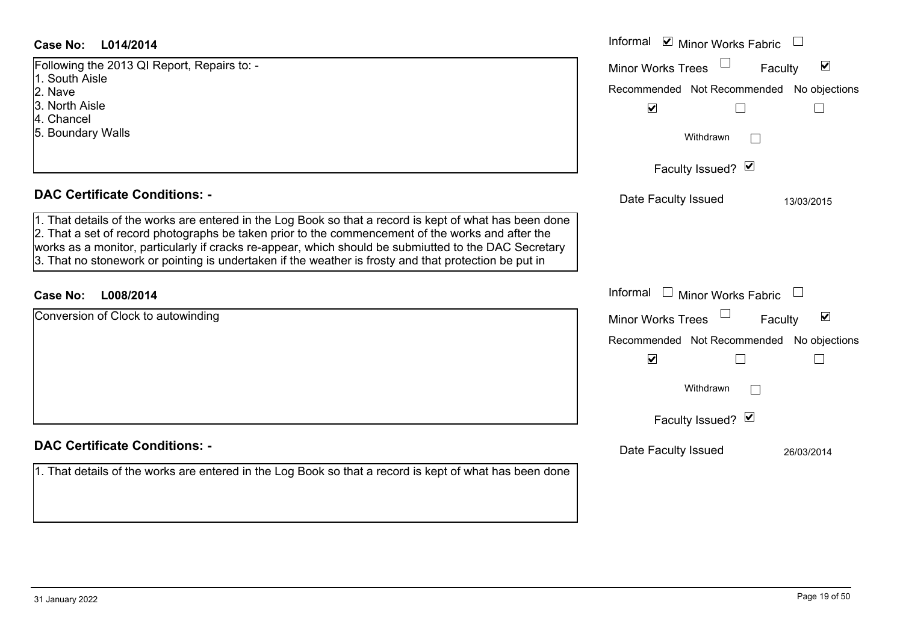**Case No: L014/2014**

Following the 2013 QI Report, Repairs to: -
1. South Aisle
2. Nave
3. North Aisle
4. Chancel
5. Boundary Walls

Informal ☑ Minor Works Fabric ☐
Minor Works Trees ☐ Faculty ☑

| Recommended | Not Recommended | No objections |
|---|---|---|
| ☑ | ☐ | ☐ |

Withdrawn ☐

Faculty Issued? ☑

Date Faculty Issued 13/03/2015

## DAC Certificate Conditions: -

1. That details of the works are entered in the Log Book so that a record is kept of what has been done
2. That a set of record photographs be taken prior to the commencement of the works and after the works as a monitor, particularly if cracks re-appear, which should be submiutted to the DAC Secretary
3. That no stonework or pointing is undertaken if the weather is frosty and that protection be put in

**Case No: L008/2014**

Conversion of Clock to autowinding

Informal ☐ Minor Works Fabric ☐
Minor Works Trees ☐ Faculty ☑

| Recommended | Not Recommended | No objections |
|---|---|---|
| ☑ | ☐ | ☐ |

Withdrawn ☐

Faculty Issued? ☑

Date Faculty Issued 26/03/2014

## DAC Certificate Conditions: -

1. That details of the works are entered in the Log Book so that a record is kept of what has been done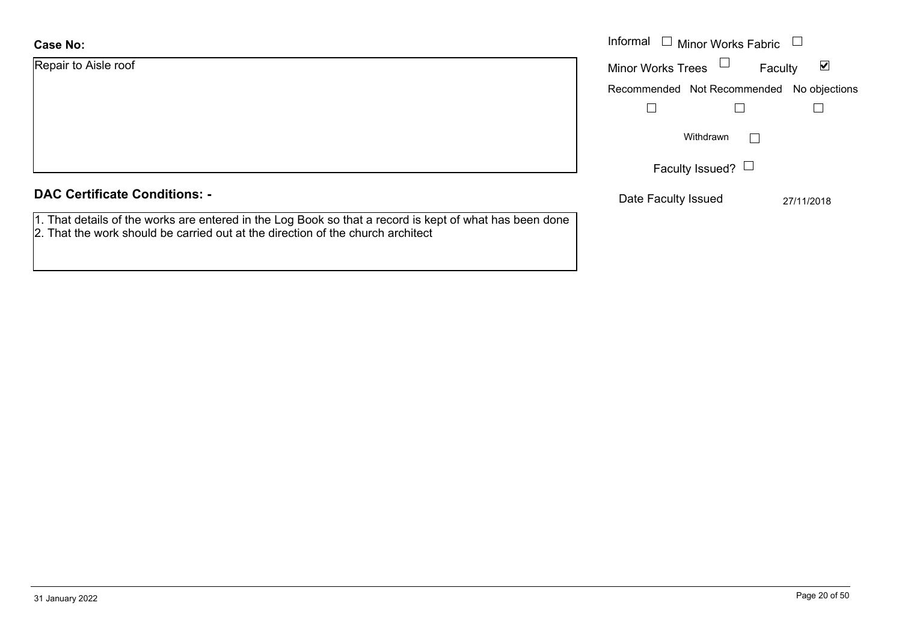**Case No:**

Repair to Aisle roof

Informal ☐ Minor Works Fabric ☐

Minor Works Trees ☐ Faculty ☑

Recommended ☐ Not Recommended ☐ No objections ☐

Withdrawn ☐

Faculty Issued? ☐

Date Faculty Issued 27/11/2018

**DAC Certificate Conditions: -**

1. That details of the works are entered in the Log Book so that a record is kept of what has been done
2. That the work should be carried out at the direction of the church architect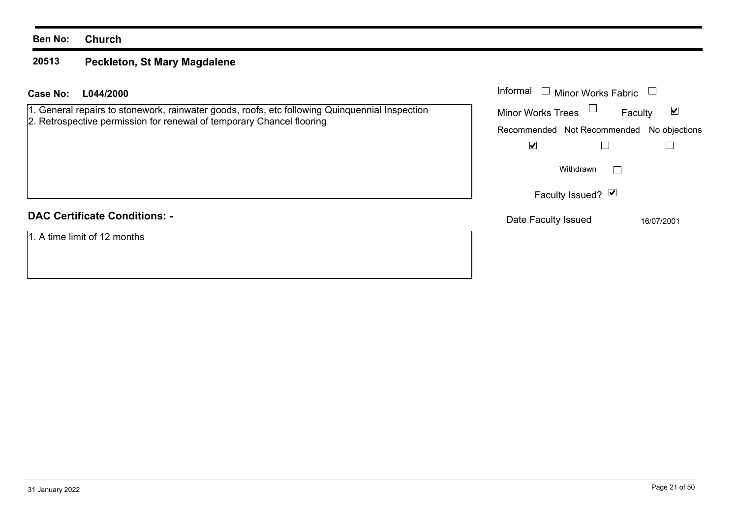**Ben No:** **Church**

## 20513 Peckleton, St Mary Magdalene

**Case No:** **L044/2000**

1. General repairs to stonework, rainwater goods, roofs, etc following Quinquennial Inspection
2. Retrospective permission for renewal of temporary Chancel flooring

| Informal | ☐ | Minor Works Fabric | ☐ |
|---|---|---|---|
| Minor Works Trees | ☐ | Faculty | ☑ |

| Recommended | Not Recommended | No objections |
|---|---|---|
| ☑ | ☐ | ☐ |

Withdrawn ☐

Faculty Issued? ☑

Date Faculty Issued 16/07/2001

### DAC Certificate Conditions: -

1. A time limit of 12 months

31 January 2022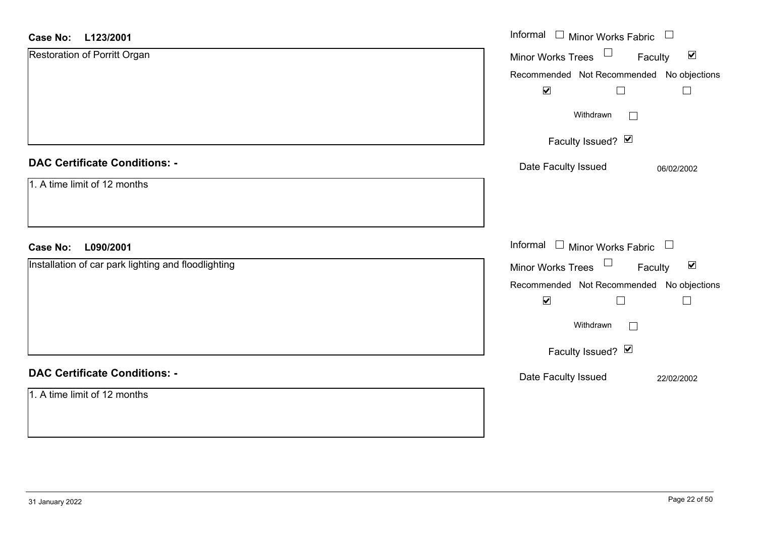**Case No: L123/2001**

Restoration of Porritt Organ

Informal ☐ Minor Works Fabric ☐
Minor Works Trees ☐ Faculty ☑

| Recommended | Not Recommended | No objections |
|---|---|---|
| ☑ | ☐ | ☐ |

Withdrawn ☐

Faculty Issued? ☑

Date Faculty Issued 06/02/2002

**DAC Certificate Conditions: -**

1. A time limit of 12 months

**Case No: L090/2001**

Installation of car park lighting and floodlighting

Informal ☐ Minor Works Fabric ☐
Minor Works Trees ☐ Faculty ☑

| Recommended | Not Recommended | No objections |
|---|---|---|
| ☑ | ☐ | ☐ |

Withdrawn ☐

Faculty Issued? ☑

Date Faculty Issued 22/02/2002

**DAC Certificate Conditions: -**

1. A time limit of 12 months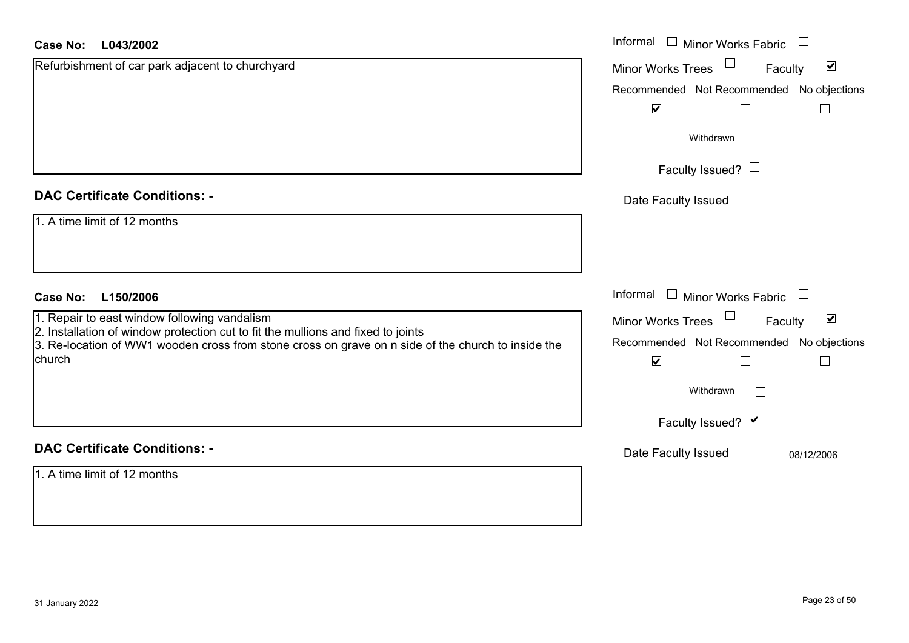**Case No: L043/2002**

Refurbishment of car park adjacent to churchyard

Informal ☐ Minor Works Fabric ☐
Minor Works Trees ☐ Faculty ☑

| Recommended | Not Recommended | No objections |
|---|---|---|
| ☑ | ☐ | ☐ |

Withdrawn ☐

Faculty Issued? ☐

Date Faculty Issued

**DAC Certificate Conditions: -**

1. A time limit of 12 months

**Case No: L150/2006**

1. Repair to east window following vandalism
2. Installation of window protection cut to fit the mullions and fixed to joints
3. Re-location of WW1 wooden cross from stone cross on grave on n side of the church to inside the church

Informal ☐ Minor Works Fabric ☐
Minor Works Trees ☐ Faculty ☑

| Recommended | Not Recommended | No objections |
|---|---|---|
| ☑ | ☐ | ☐ |

Withdrawn ☐

Faculty Issued? ☑

Date Faculty Issued 08/12/2006

**DAC Certificate Conditions: -**

1. A time limit of 12 months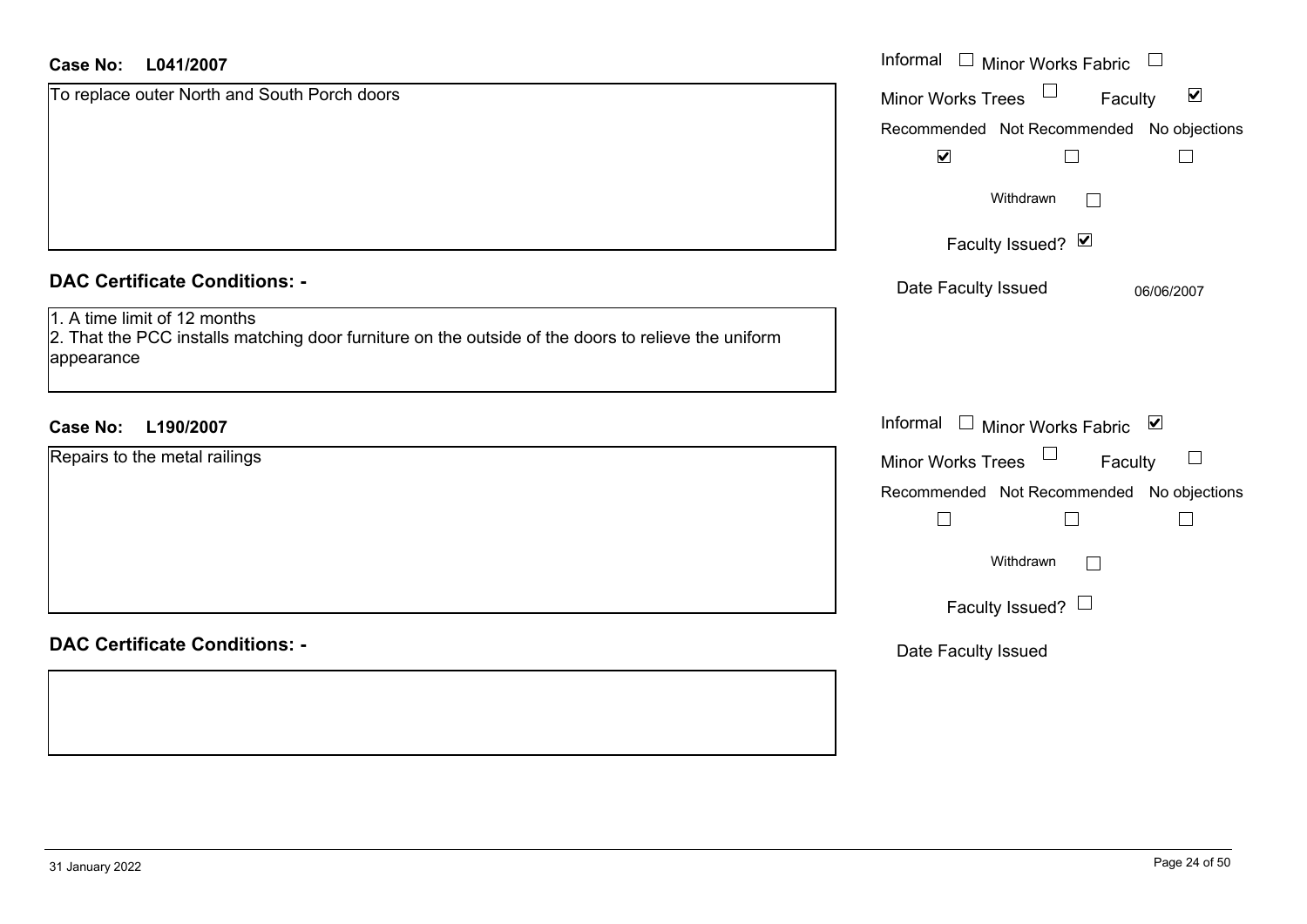**Case No: L041/2007**

To replace outer North and South Porch doors

Informal ☐ Minor Works Fabric ☐

Minor Works Trees ☐ Faculty ☑

| Recommended | Not Recommended | No objections |
|---|---|---|
| ☑ | ☐ | ☐ |

Withdrawn ☐

Faculty Issued? ☑

Date Faculty Issued 06/06/2007

**DAC Certificate Conditions: -**

1. A time limit of 12 months
2. That the PCC installs matching door furniture on the outside of the doors to relieve the uniform appearance

**Case No: L190/2007**

Repairs to the metal railings

Informal ☐ Minor Works Fabric ☑

Minor Works Trees ☐ Faculty ☐

| Recommended | Not Recommended | No objections |
|---|---|---|
| ☐ | ☐ | ☐ |

Withdrawn ☐

Faculty Issued? ☐

Date Faculty Issued

**DAC Certificate Conditions: -**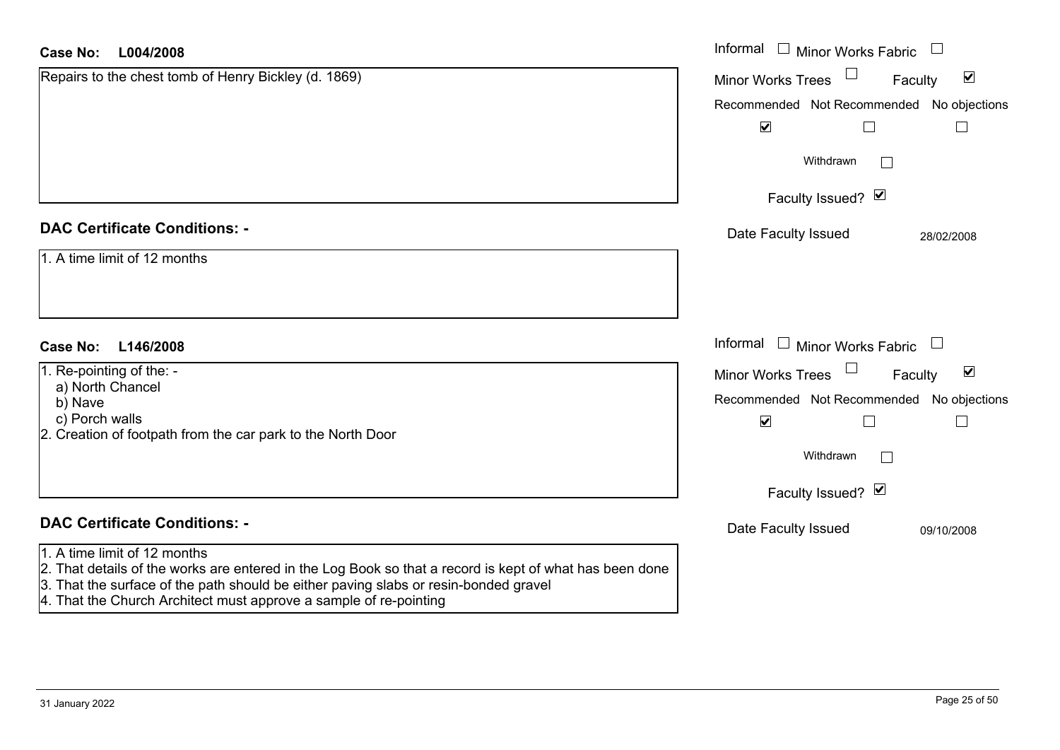**Case No: L004/2008**

Repairs to the chest tomb of Henry Bickley (d. 1869)

Informal ☐ Minor Works Fabric ☐
Minor Works Trees ☐ Faculty ☑

| Recommended | Not Recommended | No objections |
|---|---|---|
| ☑ | ☐ | ☐ |

Withdrawn ☐

Faculty Issued? ☑

Date Faculty Issued 28/02/2008

## DAC Certificate Conditions: -

1. A time limit of 12 months

**Case No: L146/2008**

1. Re-pointing of the: -
   a) North Chancel
   b) Nave
   c) Porch walls
2. Creation of footpath from the car park to the North Door

Informal ☐ Minor Works Fabric ☐
Minor Works Trees ☐ Faculty ☑

| Recommended | Not Recommended | No objections |
|---|---|---|
| ☑ | ☐ | ☐ |

Withdrawn ☐

Faculty Issued? ☑

Date Faculty Issued 09/10/2008

## DAC Certificate Conditions: -

1. A time limit of 12 months
2. That details of the works are entered in the Log Book so that a record is kept of what has been done
3. That the surface of the path should be either paving slabs or resin-bonded gravel
4. That the Church Architect must approve a sample of re-pointing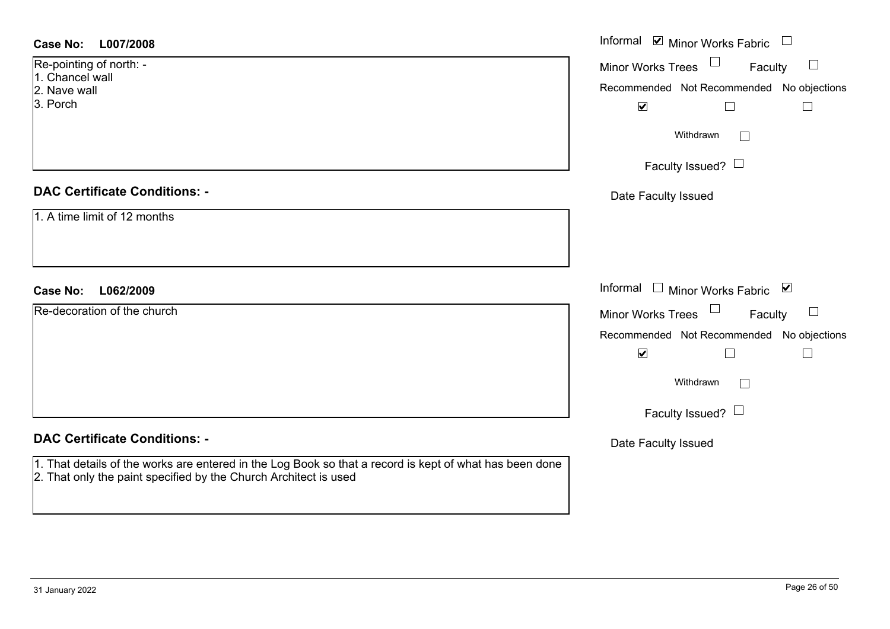**Case No: L007/2008**

Re-pointing of north: -
1. Chancel wall
2. Nave wall
3. Porch

Informal ☑ Minor Works Fabric ☐
Minor Works Trees ☐ Faculty ☐
Recommended ☑ Not Recommended ☐ No objections ☐
Withdrawn ☐
Faculty Issued? ☐
Date Faculty Issued

**DAC Certificate Conditions: -**

1. A time limit of 12 months

**Case No: L062/2009**

Re-decoration of the church

Informal ☐ Minor Works Fabric ☑
Minor Works Trees ☐ Faculty ☐
Recommended ☑ Not Recommended ☐ No objections ☐
Withdrawn ☐
Faculty Issued? ☐
Date Faculty Issued

**DAC Certificate Conditions: -**

1. That details of the works are entered in the Log Book so that a record is kept of what has been done
2. That only the paint specified by the Church Architect is used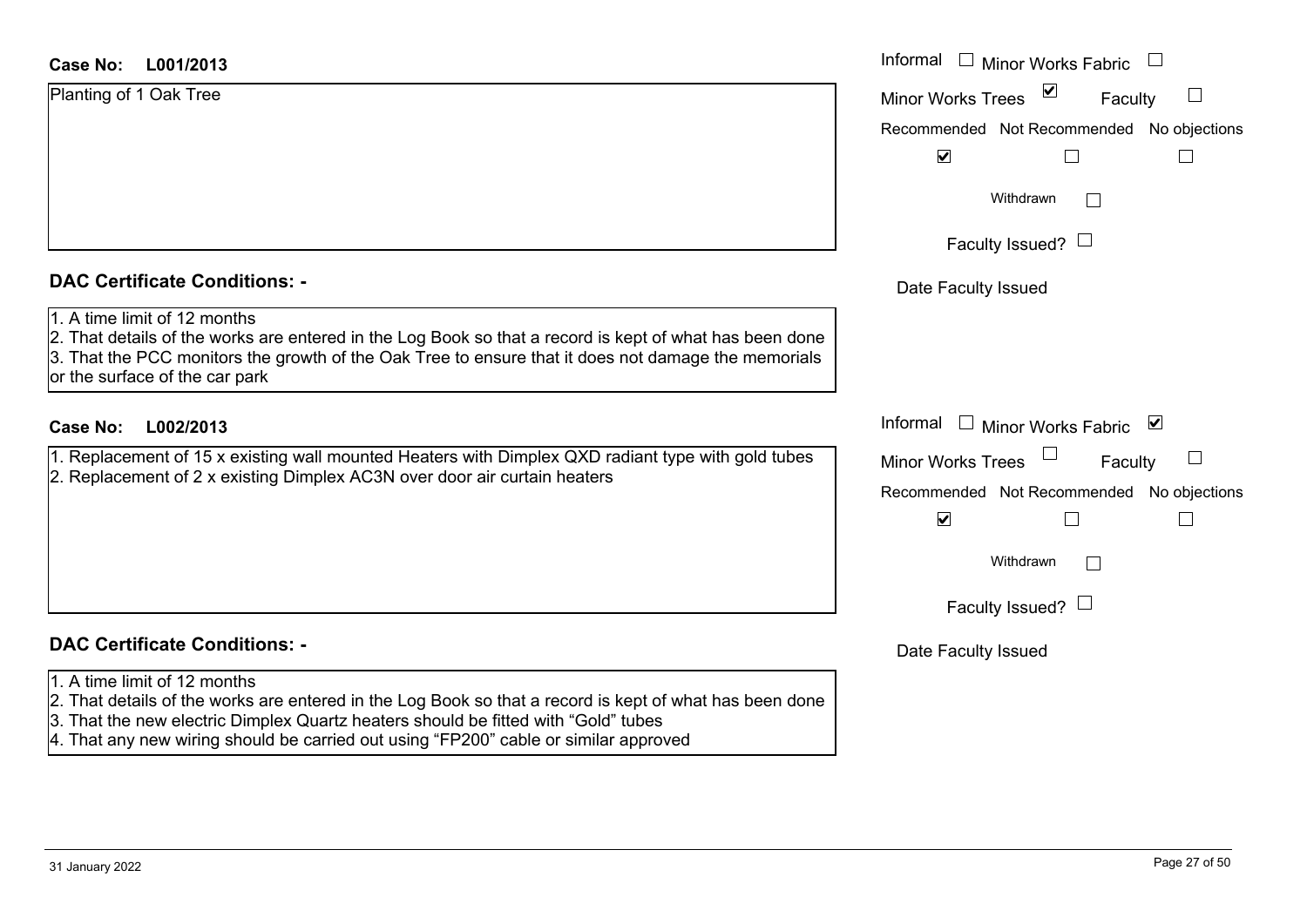**Case No: L001/2013**

Planting of 1 Oak Tree

Informal ☐ Minor Works Fabric ☐

Minor Works Trees ☑ Faculty ☐

| Recommended | Not Recommended | No objections |
|---|---|---|
| ☑ | ☐ | ☐ |

Withdrawn ☐

Faculty Issued? ☐

Date Faculty Issued

**DAC Certificate Conditions: -**

1. A time limit of 12 months
2. That details of the works are entered in the Log Book so that a record is kept of what has been done
3. That the PCC monitors the growth of the Oak Tree to ensure that it does not damage the memorials or the surface of the car park

**Case No: L002/2013**

1. Replacement of 15 x existing wall mounted Heaters with Dimplex QXD radiant type with gold tubes
2. Replacement of 2 x existing Dimplex AC3N over door air curtain heaters

Informal ☐ Minor Works Fabric ☑

Minor Works Trees ☐ Faculty ☐

| Recommended | Not Recommended | No objections |
|---|---|---|
| ☑ | ☐ | ☐ |

Withdrawn ☐

Faculty Issued? ☐

Date Faculty Issued

**DAC Certificate Conditions: -**

1. A time limit of 12 months
2. That details of the works are entered in the Log Book so that a record is kept of what has been done
3. That the new electric Dimplex Quartz heaters should be fitted with "Gold" tubes
4. That any new wiring should be carried out using "FP200" cable or similar approved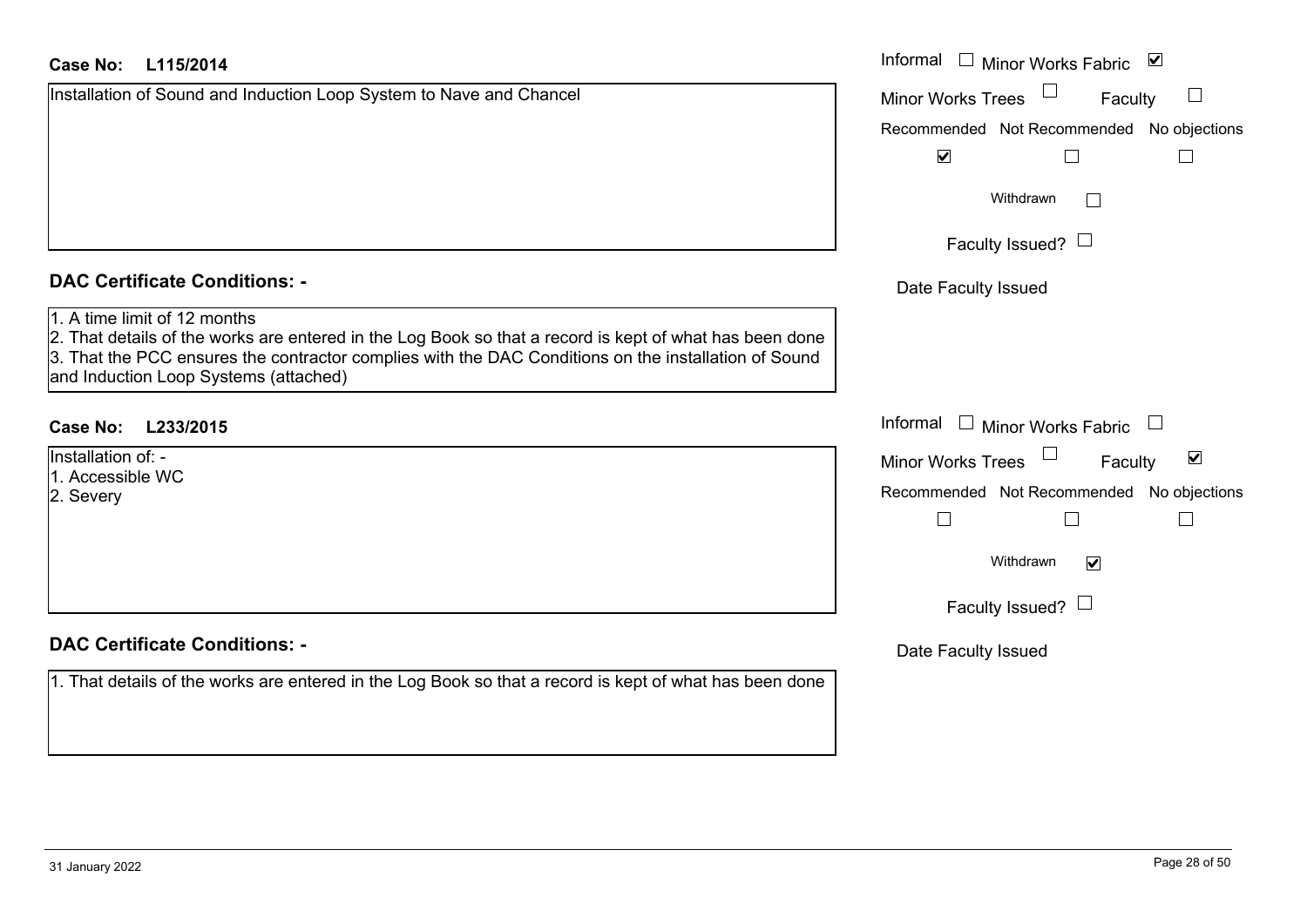**Case No: L115/2014**

Installation of Sound and Induction Loop System to Nave and Chancel

Informal ☐ Minor Works Fabric ☑

Minor Works Trees ☐ Faculty ☐

| Recommended | Not Recommended | No objections |
|---|---|---|
| ☑ | ☐ | ☐ |

Withdrawn ☐

Faculty Issued? ☐

Date Faculty Issued

**DAC Certificate Conditions: -**

1. A time limit of 12 months
2. That details of the works are entered in the Log Book so that a record is kept of what has been done
3. That the PCC ensures the contractor complies with the DAC Conditions on the installation of Sound and Induction Loop Systems (attached)

**Case No: L233/2015**

Installation of: -
1. Accessible WC
2. Severy

Informal ☐ Minor Works Fabric ☐

Minor Works Trees ☐ Faculty ☑

| Recommended | Not Recommended | No objections |
|---|---|---|
| ☐ | ☐ | ☐ |

Withdrawn ☑

Faculty Issued? ☐

Date Faculty Issued

**DAC Certificate Conditions: -**

1. That details of the works are entered in the Log Book so that a record is kept of what has been done

31 January 2022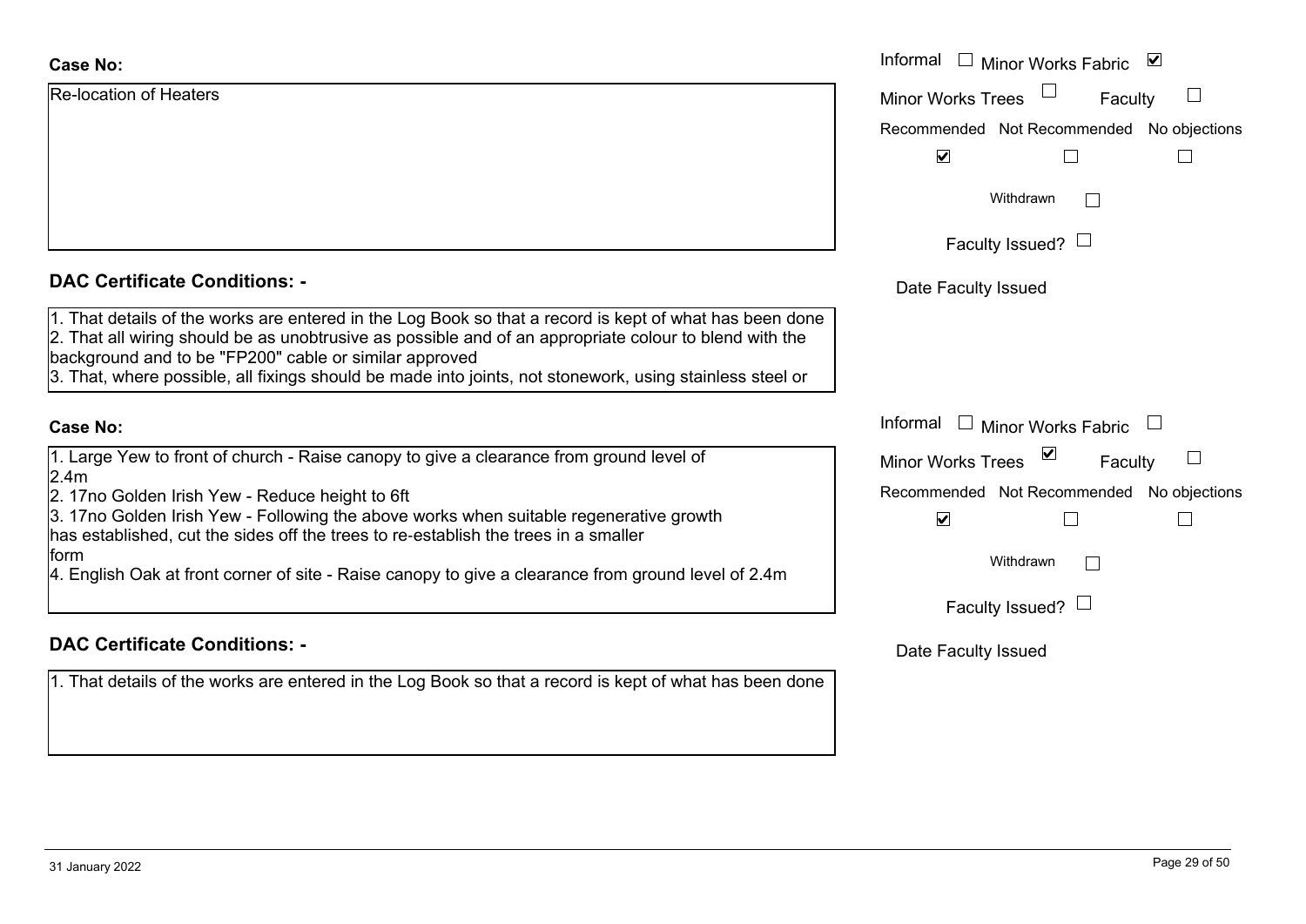**Case No:**

Re-location of Heaters

Informal ☐ Minor Works Fabric ☑

Minor Works Trees ☐ Faculty ☐

Recommended ☑ Not Recommended ☐ No objections ☐

Withdrawn ☐

Faculty Issued? ☐

Date Faculty Issued

**DAC Certificate Conditions: -**

1. That details of the works are entered in the Log Book so that a record is kept of what has been done
2. That all wiring should be as unobtrusive as possible and of an appropriate colour to blend with the background and to be "FP200" cable or similar approved
3. That, where possible, all fixings should be made into joints, not stonework, using stainless steel or

**Case No:**

1. Large Yew to front of church - Raise canopy to give a clearance from ground level of 2.4m
2. 17no Golden Irish Yew - Reduce height to 6ft
3. 17no Golden Irish Yew - Following the above works when suitable regenerative growth has established, cut the sides off the trees to re-establish the trees in a smaller form
4. English Oak at front corner of site - Raise canopy to give a clearance from ground level of 2.4m

Informal ☐ Minor Works Fabric ☐

Minor Works Trees ☑ Faculty ☐

Recommended ☑ Not Recommended ☐ No objections ☐

Withdrawn ☐

Faculty Issued? ☐

Date Faculty Issued

**DAC Certificate Conditions: -**

1. That details of the works are entered in the Log Book so that a record is kept of what has been done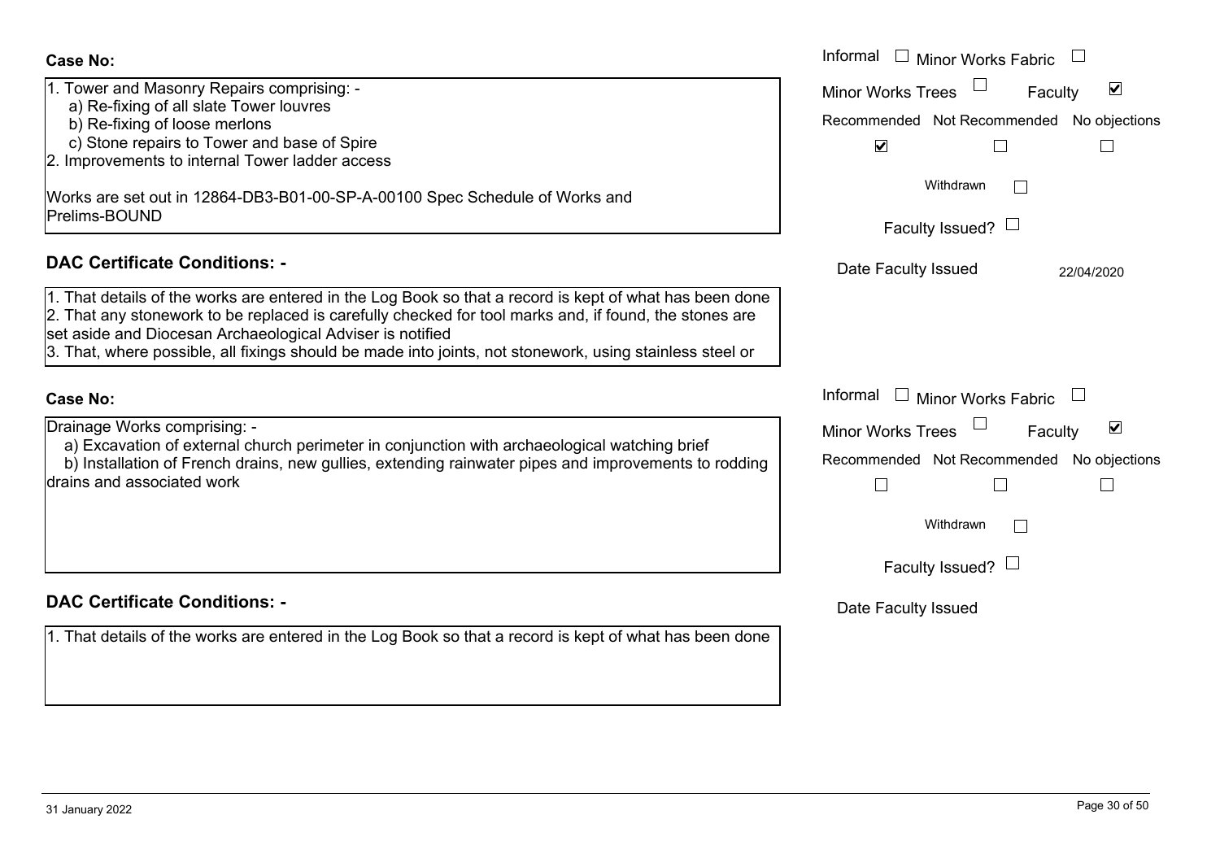**Case No:**

1. Tower and Masonry Repairs comprising: -
   a) Re-fixing of all slate Tower louvres
   b) Re-fixing of loose merlons
   c) Stone repairs to Tower and base of Spire
2. Improvements to internal Tower ladder access

Works are set out in 12864-DB3-B01-00-SP-A-00100 Spec Schedule of Works and Prelims-BOUND

Informal ☐ Minor Works Fabric ☐
Minor Works Trees ☐ Faculty ☑
Recommended ☑ Not Recommended ☐ No objections ☐
Withdrawn ☐
Faculty Issued? ☐
Date Faculty Issued 22/04/2020

## DAC Certificate Conditions: -

1. That details of the works are entered in the Log Book so that a record is kept of what has been done
2. That any stonework to be replaced is carefully checked for tool marks and, if found, the stones are set aside and Diocesan Archaeological Adviser is notified
3. That, where possible, all fixings should be made into joints, not stonework, using stainless steel or

**Case No:**

Drainage Works comprising: -
   a) Excavation of external church perimeter in conjunction with archaeological watching brief
   b) Installation of French drains, new gullies, extending rainwater pipes and improvements to rodding drains and associated work

Informal ☐ Minor Works Fabric ☐
Minor Works Trees ☐ Faculty ☑
Recommended ☐ Not Recommended ☐ No objections ☐
Withdrawn ☐
Faculty Issued? ☐
Date Faculty Issued

## DAC Certificate Conditions: -

1. That details of the works are entered in the Log Book so that a record is kept of what has been done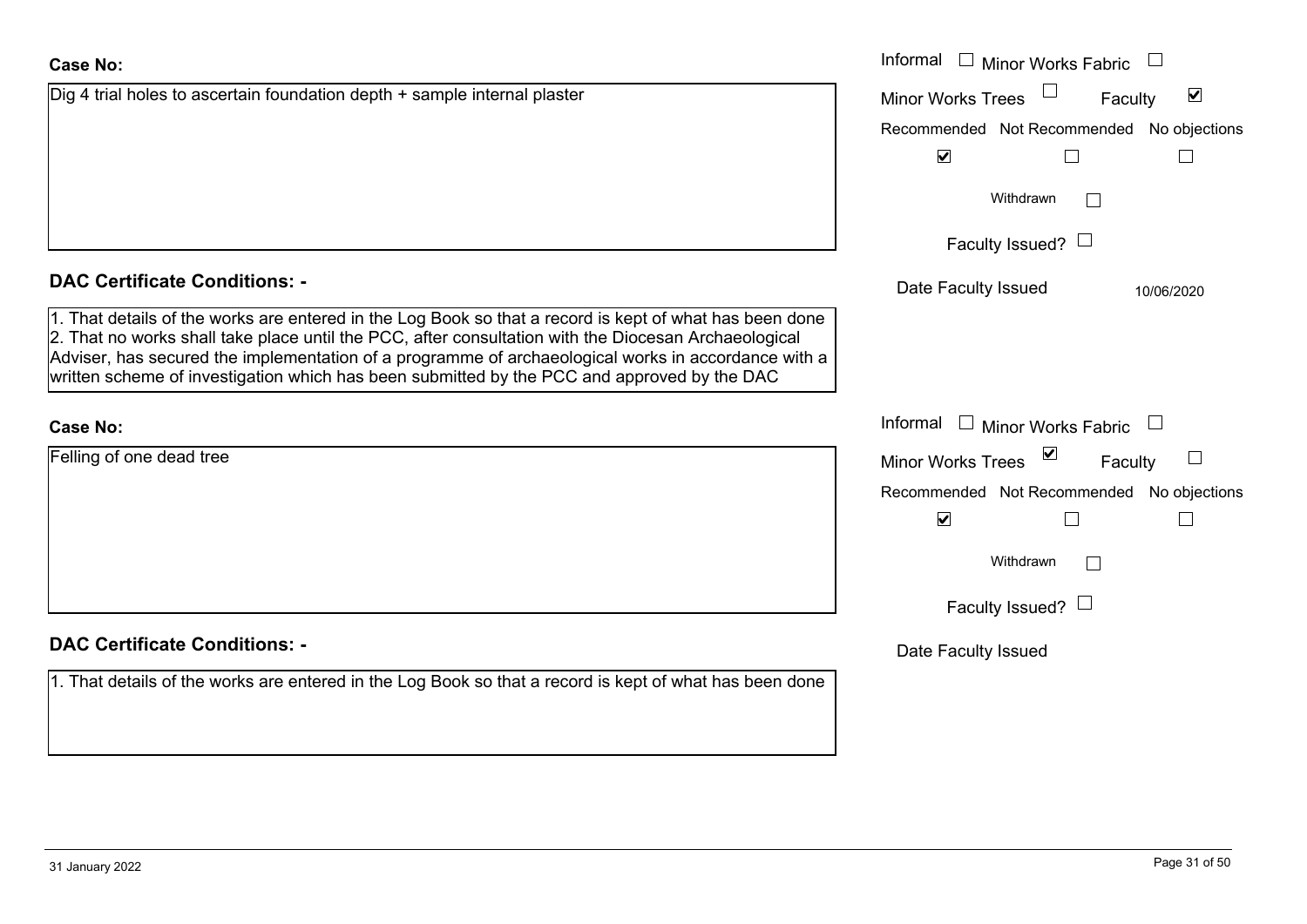**Case No:**

Dig 4 trial holes to ascertain foundation depth + sample internal plaster

Informal ☐ Minor Works Fabric ☐
Minor Works Trees ☐ Faculty ☑
Recommended ☑ Not Recommended ☐ No objections ☐
Withdrawn ☐
Faculty Issued? ☐
Date Faculty Issued 10/06/2020

**DAC Certificate Conditions: -**

1. That details of the works are entered in the Log Book so that a record is kept of what has been done
2. That no works shall take place until the PCC, after consultation with the Diocesan Archaeological Adviser, has secured the implementation of a programme of archaeological works in accordance with a written scheme of investigation which has been submitted by the PCC and approved by the DAC

**Case No:**

Felling of one dead tree

Informal ☐ Minor Works Fabric ☐
Minor Works Trees ☑ Faculty ☐
Recommended ☑ Not Recommended ☐ No objections ☐
Withdrawn ☐
Faculty Issued? ☐
Date Faculty Issued

**DAC Certificate Conditions: -**

1. That details of the works are entered in the Log Book so that a record is kept of what has been done

31 January 2022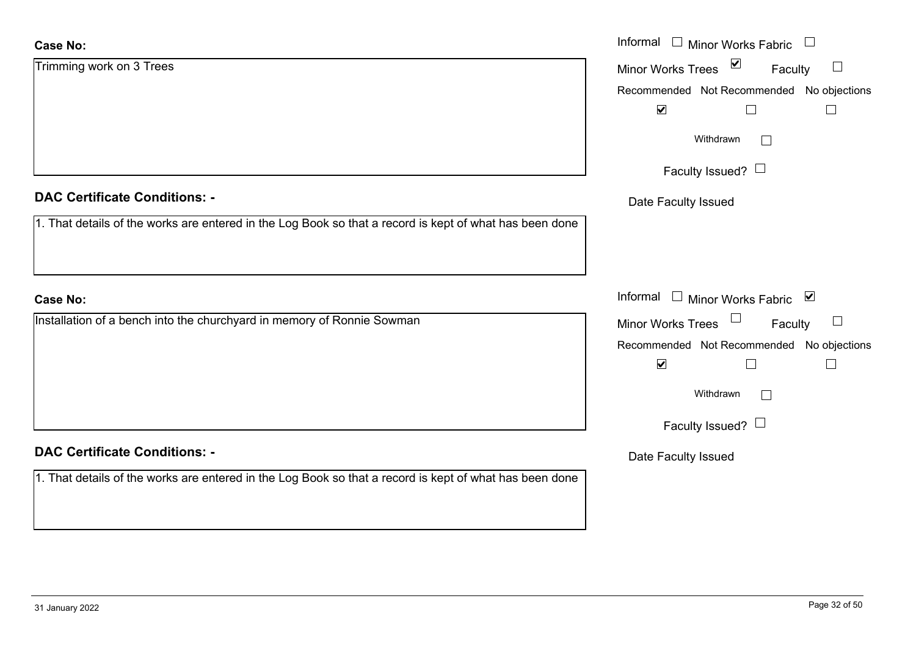**Case No:**

Trimming work on 3 Trees

Informal ☐ Minor Works Fabric ☐

Minor Works Trees ☑ Faculty ☐

Recommended ☑ Not Recommended ☐ No objections ☐

Withdrawn ☐

Faculty Issued? ☐

Date Faculty Issued

**DAC Certificate Conditions: -**

1. That details of the works are entered in the Log Book so that a record is kept of what has been done

**Case No:**

Installation of a bench into the churchyard in memory of Ronnie Sowman

Informal ☐ Minor Works Fabric ☑

Minor Works Trees ☐ Faculty ☐

Recommended ☑ Not Recommended ☐ No objections ☐

Withdrawn ☐

Faculty Issued? ☐

Date Faculty Issued

**DAC Certificate Conditions: -**

1. That details of the works are entered in the Log Book so that a record is kept of what has been done

31 January 2022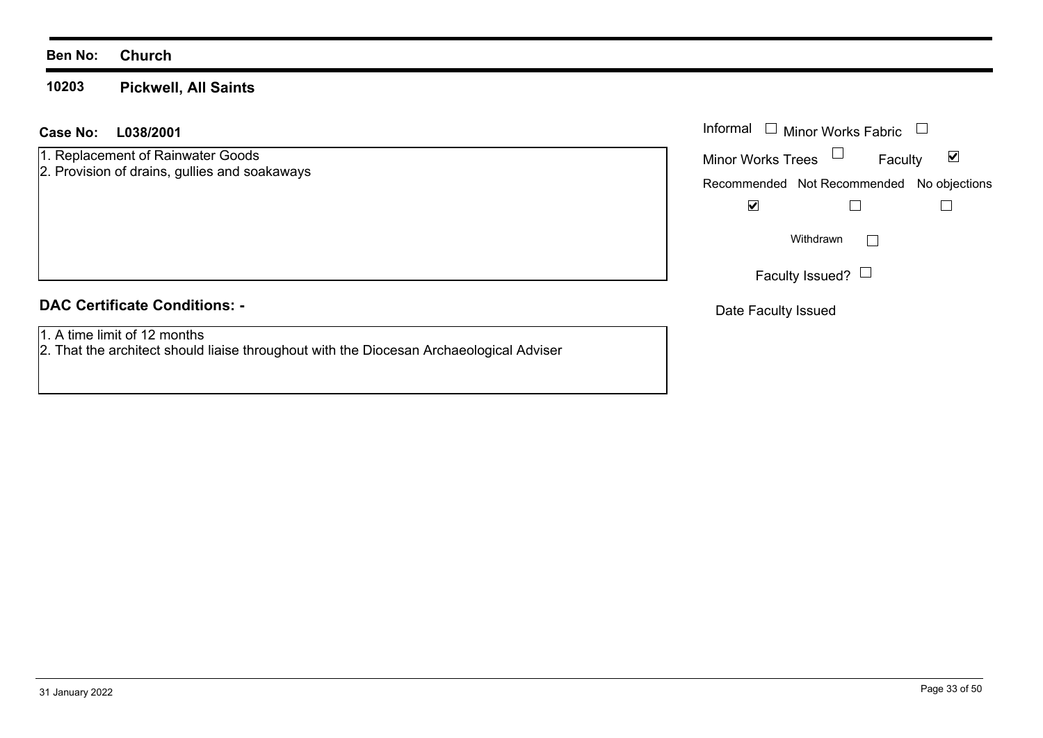**Ben No:** **Church**

## 10203 Pickwell, All Saints

**Case No:** **L038/2001**

1. Replacement of Rainwater Goods
2. Provision of drains, gullies and soakaways

| Informal ☐ | Minor Works Fabric ☐ | |
|---|---|---|
| Minor Works Trees ☐ | Faculty ☑ | |
| Recommended | Not Recommended | No objections |
| ☑ | ☐ | ☐ |

Withdrawn ☐

Faculty Issued? ☐

Date Faculty Issued

### DAC Certificate Conditions: -

1. A time limit of 12 months
2. That the architect should liaise throughout with the Diocesan Archaeological Adviser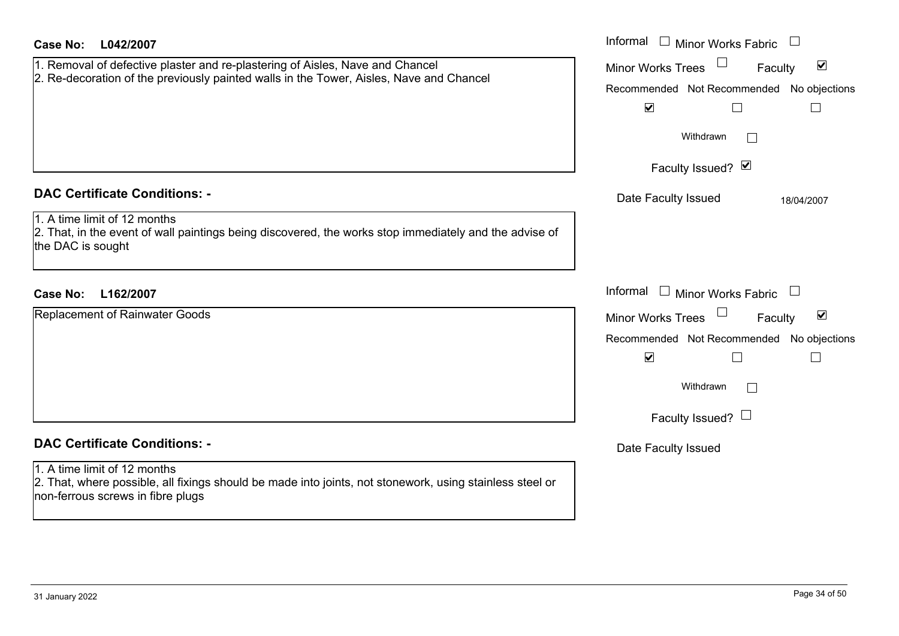**Case No: L042/2007**

1. Removal of defective plaster and re-plastering of Aisles, Nave and Chancel
2. Re-decoration of the previously painted walls in the Tower, Aisles, Nave and Chancel

| Informal ☐ | Minor Works Fabric ☐ | |
|---|---|---|
| Minor Works Trees ☐ | Faculty ☑ | |
| Recommended ☑ | Not Recommended ☐ | No objections ☐ |

Withdrawn ☐

Faculty Issued? ☑

Date Faculty Issued: 18/04/2007

## DAC Certificate Conditions: -

1. A time limit of 12 months
2. That, in the event of wall paintings being discovered, the works stop immediately and the advise of the DAC is sought

**Case No: L162/2007**

Replacement of Rainwater Goods

| Informal ☐ | Minor Works Fabric ☐ | |
|---|---|---|
| Minor Works Trees ☐ | Faculty ☑ | |
| Recommended ☑ | Not Recommended ☐ | No objections ☐ |

Withdrawn ☐

Faculty Issued? ☐

Date Faculty Issued

## DAC Certificate Conditions: -

1. A time limit of 12 months
2. That, where possible, all fixings should be made into joints, not stonework, using stainless steel or non-ferrous screws in fibre plugs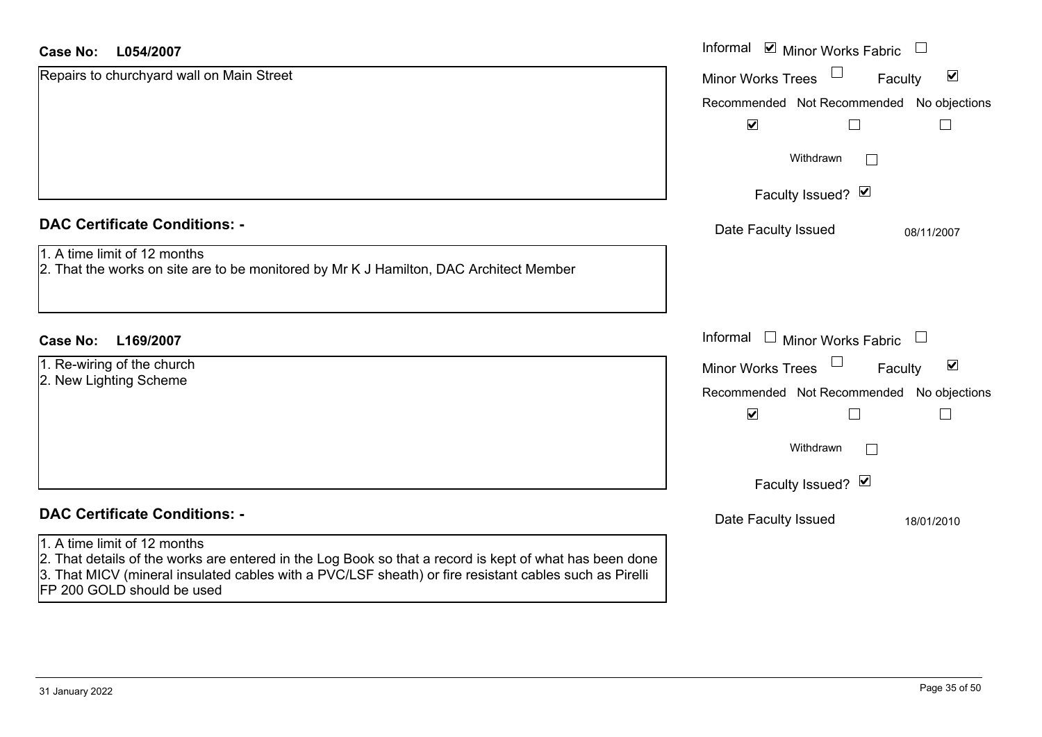**Case No: L054/2007**

Informal ☑ Minor Works Fabric ☐
Minor Works Trees ☐ Faculty ☑

| Recommended | Not Recommended | No objections |
|---|---|---|
| ☑ | ☐ | ☐ |

Withdrawn ☐

Faculty Issued? ☑

Date Faculty Issued 08/11/2007

Repairs to churchyard wall on Main Street

## DAC Certificate Conditions: -

1. A time limit of 12 months
2. That the works on site are to be monitored by Mr K J Hamilton, DAC Architect Member

**Case No: L169/2007**

Informal ☐ Minor Works Fabric ☐
Minor Works Trees ☐ Faculty ☑

| Recommended | Not Recommended | No objections |
|---|---|---|
| ☑ | ☐ | ☐ |

Withdrawn ☐

Faculty Issued? ☑

Date Faculty Issued 18/01/2010

1. Re-wiring of the church
2. New Lighting Scheme

## DAC Certificate Conditions: -

1. A time limit of 12 months
2. That details of the works are entered in the Log Book so that a record is kept of what has been done
3. That MICV (mineral insulated cables with a PVC/LSF sheath) or fire resistant cables such as Pirelli FP 200 GOLD should be used

31 January 2022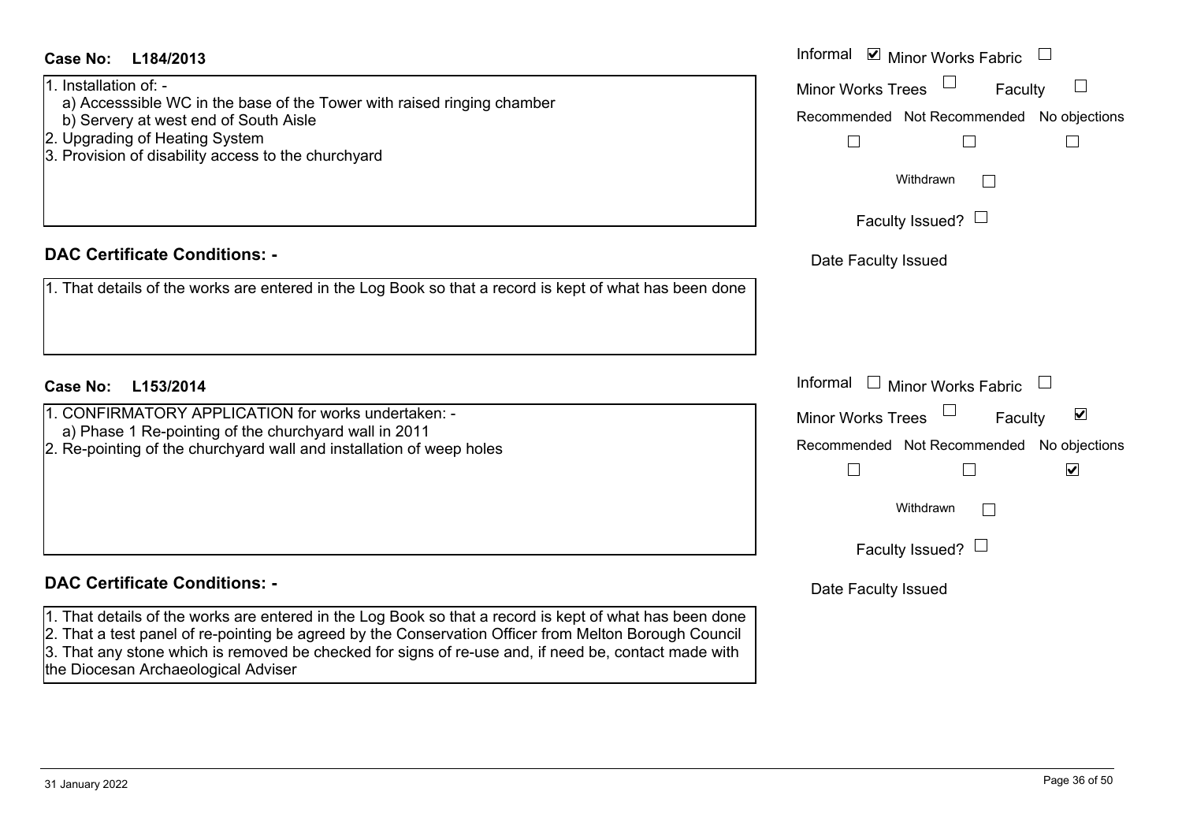**Case No: L184/2013**

Informal ☑ Minor Works Fabric ☐
Minor Works Trees ☐ Faculty ☐

Recommended ☐ Not Recommended ☐ No objections ☐

Withdrawn ☐

Faculty Issued? ☐

Date Faculty Issued

1. Installation of: -
   a) Accesssible WC in the base of the Tower with raised ringing chamber
   b) Servery at west end of South Aisle
2. Upgrading of Heating System
3. Provision of disability access to the churchyard

**DAC Certificate Conditions: -**

1. That details of the works are entered in the Log Book so that a record is kept of what has been done

**Case No: L153/2014**

Informal ☐ Minor Works Fabric ☐
Minor Works Trees ☐ Faculty ☑

Recommended ☐ Not Recommended ☐ No objections ☑

Withdrawn ☐

Faculty Issued? ☐

Date Faculty Issued

1. CONFIRMATORY APPLICATION for works undertaken: -
   a) Phase 1 Re-pointing of the churchyard wall in 2011
2. Re-pointing of the churchyard wall and installation of weep holes

**DAC Certificate Conditions: -**

1. That details of the works are entered in the Log Book so that a record is kept of what has been done
2. That a test panel of re-pointing be agreed by the Conservation Officer from Melton Borough Council
3. That any stone which is removed be checked for signs of re-use and, if need be, contact made with the Diocesan Archaeological Adviser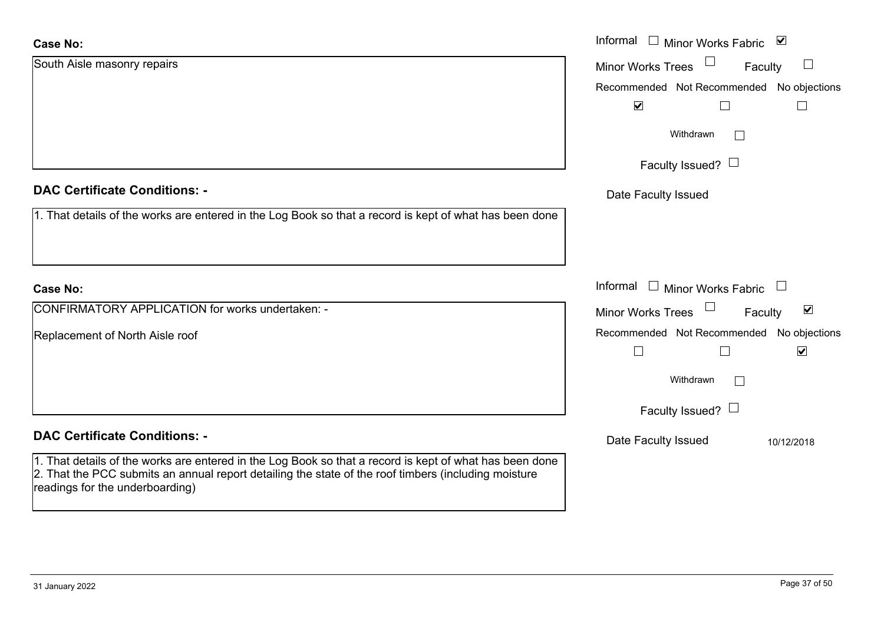**Case No:**

South Aisle masonry repairs

Informal ☐ Minor Works Fabric ☑

Minor Works Trees ☐ Faculty ☐

| Recommended | Not Recommended | No objections |
|---|---|---|
| ☑ | ☐ | ☐ |

Withdrawn ☐

Faculty Issued? ☐

Date Faculty Issued

**DAC Certificate Conditions: -**

1. That details of the works are entered in the Log Book so that a record is kept of what has been done

**Case No:**

CONFIRMATORY APPLICATION for works undertaken: -

Replacement of North Aisle roof

Informal ☐ Minor Works Fabric ☐

Minor Works Trees ☐ Faculty ☑

| Recommended | Not Recommended | No objections |
|---|---|---|
| ☐ | ☐ | ☑ |

Withdrawn ☐

Faculty Issued? ☐

Date Faculty Issued 10/12/2018

**DAC Certificate Conditions: -**

1. That details of the works are entered in the Log Book so that a record is kept of what has been done
2. That the PCC submits an annual report detailing the state of the roof timbers (including moisture readings for the underboarding)

31 January 2022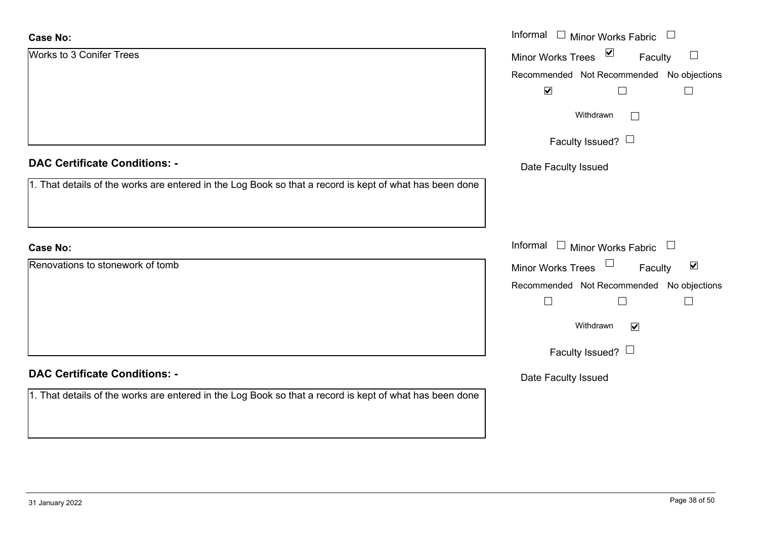**Case No:**

Works to 3 Conifer Trees

Informal ☐ Minor Works Fabric ☐
Minor Works Trees ☑ Faculty ☐

| Recommended | Not Recommended | No objections |
|---|---|---|
| ☑ | ☐ | ☐ |

Withdrawn ☐

Faculty Issued? ☐

Date Faculty Issued

**DAC Certificate Conditions: -**

1. That details of the works are entered in the Log Book so that a record is kept of what has been done

**Case No:**

Renovations to stonework of tomb

Informal ☐ Minor Works Fabric ☐
Minor Works Trees ☐ Faculty ☑

| Recommended | Not Recommended | No objections |
|---|---|---|
| ☐ | ☐ | ☐ |

Withdrawn ☑

Faculty Issued? ☐

Date Faculty Issued

**DAC Certificate Conditions: -**

1. That details of the works are entered in the Log Book so that a record is kept of what has been done

31 January 2022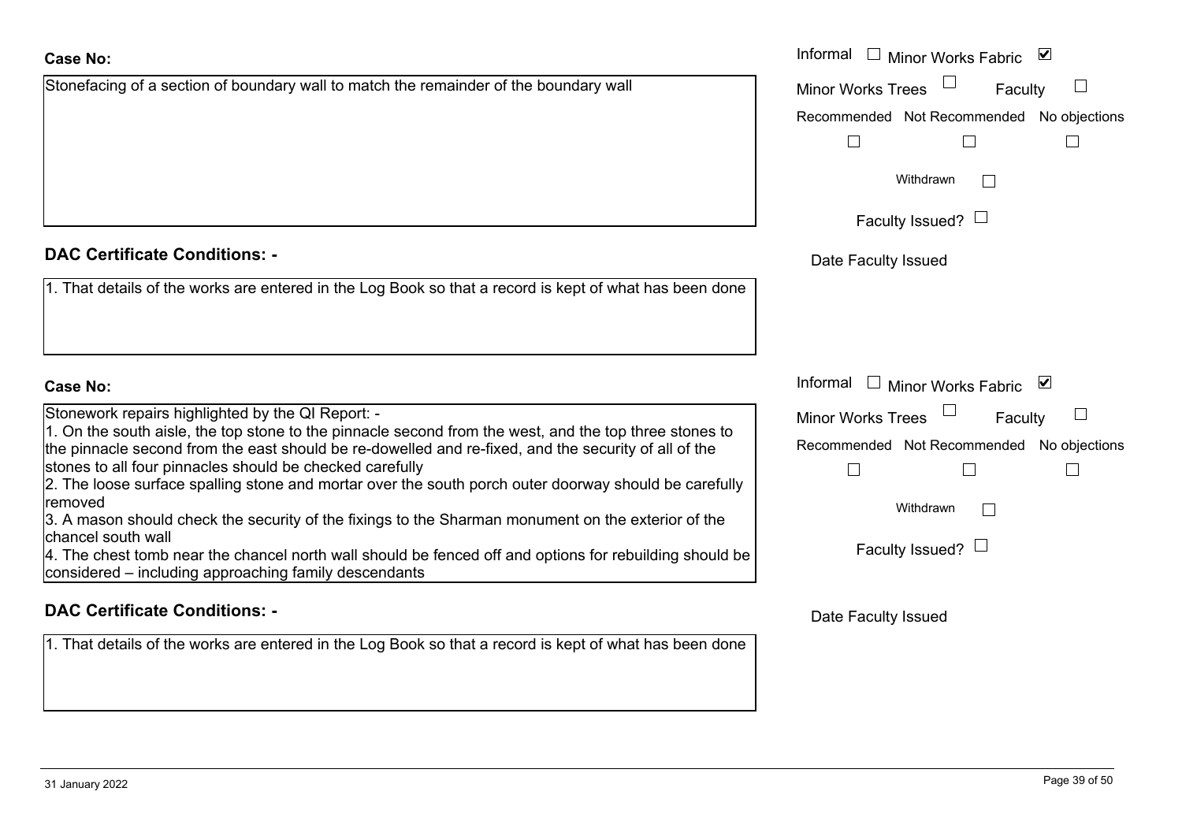**Case No:**

Stonefacing of a section of boundary wall to match the remainder of the boundary wall

Informal ☐ Minor Works Fabric ☑

Minor Works Trees ☐ Faculty ☐

Recommended ☐ Not Recommended ☐ No objections ☐

Withdrawn ☐

Faculty Issued? ☐

Date Faculty Issued

**DAC Certificate Conditions: -**

1. That details of the works are entered in the Log Book so that a record is kept of what has been done

**Case No:**

Stonework repairs highlighted by the QI Report: -

1. On the south aisle, the top stone to the pinnacle second from the west, and the top three stones to the pinnacle second from the east should be re-dowelled and re-fixed, and the security of all of the stones to all four pinnacles should be checked carefully
2. The loose surface spalling stone and mortar over the south porch outer doorway should be carefully removed
3. A mason should check the security of the fixings to the Sharman monument on the exterior of the chancel south wall
4. The chest tomb near the chancel north wall should be fenced off and options for rebuilding should be considered – including approaching family descendants

Informal ☐ Minor Works Fabric ☑

Minor Works Trees ☐ Faculty ☐

Recommended ☐ Not Recommended ☐ No objections ☐

Withdrawn ☐

Faculty Issued? ☐

Date Faculty Issued

**DAC Certificate Conditions: -**

1. That details of the works are entered in the Log Book so that a record is kept of what has been done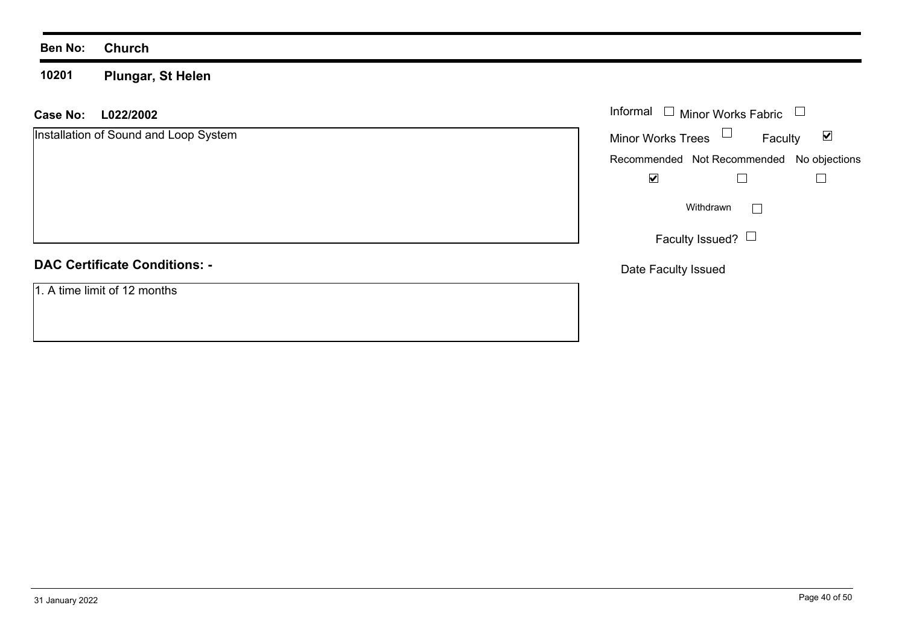**Ben No: Church**

**10201 Plungar, St Helen**

**Case No: L022/2002**

Installation of Sound and Loop System

Informal ☐ Minor Works Fabric ☐

Minor Works Trees ☐ Faculty ☑

| Recommended | Not Recommended | No objections |
|---|---|---|
| ☑ | ☐ | ☐ |

Withdrawn ☐

Faculty Issued? ☐

Date Faculty Issued

**DAC Certificate Conditions: -**

1. A time limit of 12 months

31 January 2022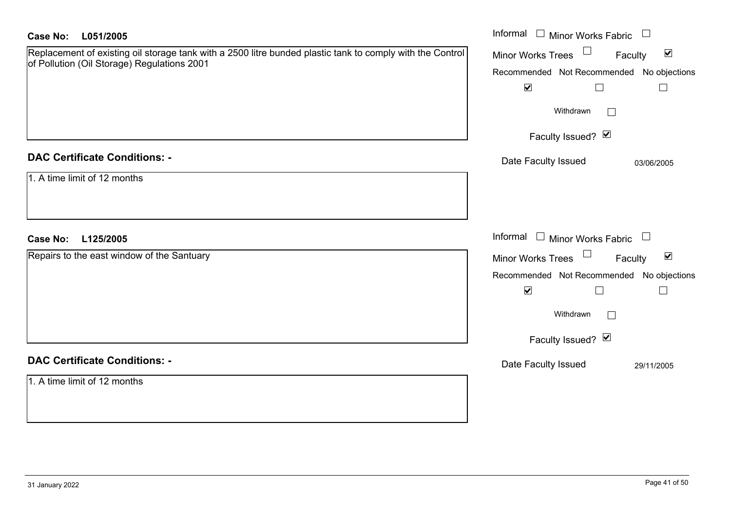**Case No: L051/2005**

Replacement of existing oil storage tank with a 2500 litre bunded plastic tank to comply with the Control of Pollution (Oil Storage) Regulations 2001

Informal ☐ Minor Works Fabric ☐

Minor Works Trees ☐ Faculty ☑

| Recommended | Not Recommended | No objections |
|---|---|---|
| ☑ | ☐ | ☐ |

Withdrawn ☐

Faculty Issued? ☑

Date Faculty Issued 03/06/2005

**DAC Certificate Conditions: -**

1. A time limit of 12 months

**Case No: L125/2005**

Repairs to the east window of the Santuary

Informal ☐ Minor Works Fabric ☐

Minor Works Trees ☐ Faculty ☑

| Recommended | Not Recommended | No objections |
|---|---|---|
| ☑ | ☐ | ☐ |

Withdrawn ☐

Faculty Issued? ☑

Date Faculty Issued 29/11/2005

**DAC Certificate Conditions: -**

1. A time limit of 12 months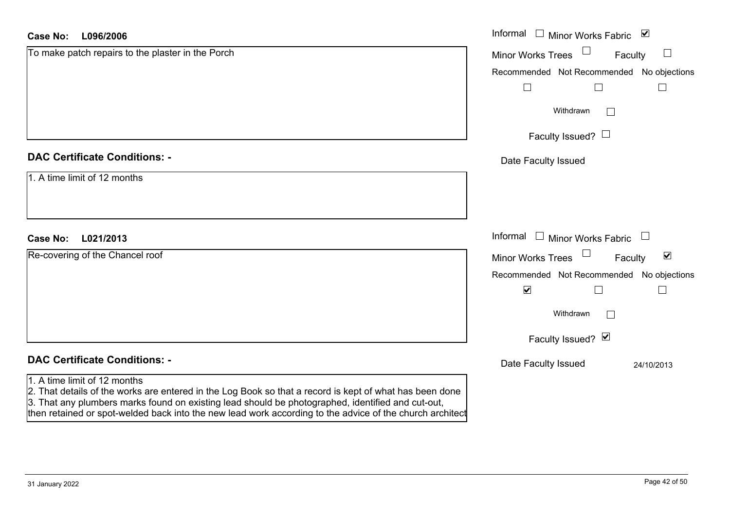**Case No: L096/2006**

To make patch repairs to the plaster in the Porch

Informal ☐ Minor Works Fabric ☑

Minor Works Trees ☐ Faculty ☐

Recommended ☐ Not Recommended ☐ No objections ☐

Withdrawn ☐

Faculty Issued? ☐

Date Faculty Issued

**DAC Certificate Conditions: -**

1. A time limit of 12 months

**Case No: L021/2013**

Re-covering of the Chancel roof

Informal ☐ Minor Works Fabric ☐

Minor Works Trees ☐ Faculty ☑

Recommended ☑ Not Recommended ☐ No objections ☐

Withdrawn ☐

Faculty Issued? ☑

Date Faculty Issued 24/10/2013

**DAC Certificate Conditions: -**

1. A time limit of 12 months
2. That details of the works are entered in the Log Book so that a record is kept of what has been done
3. That any plumbers marks found on existing lead should be photographed, identified and cut-out, then retained or spot-welded back into the new lead work according to the advice of the church architect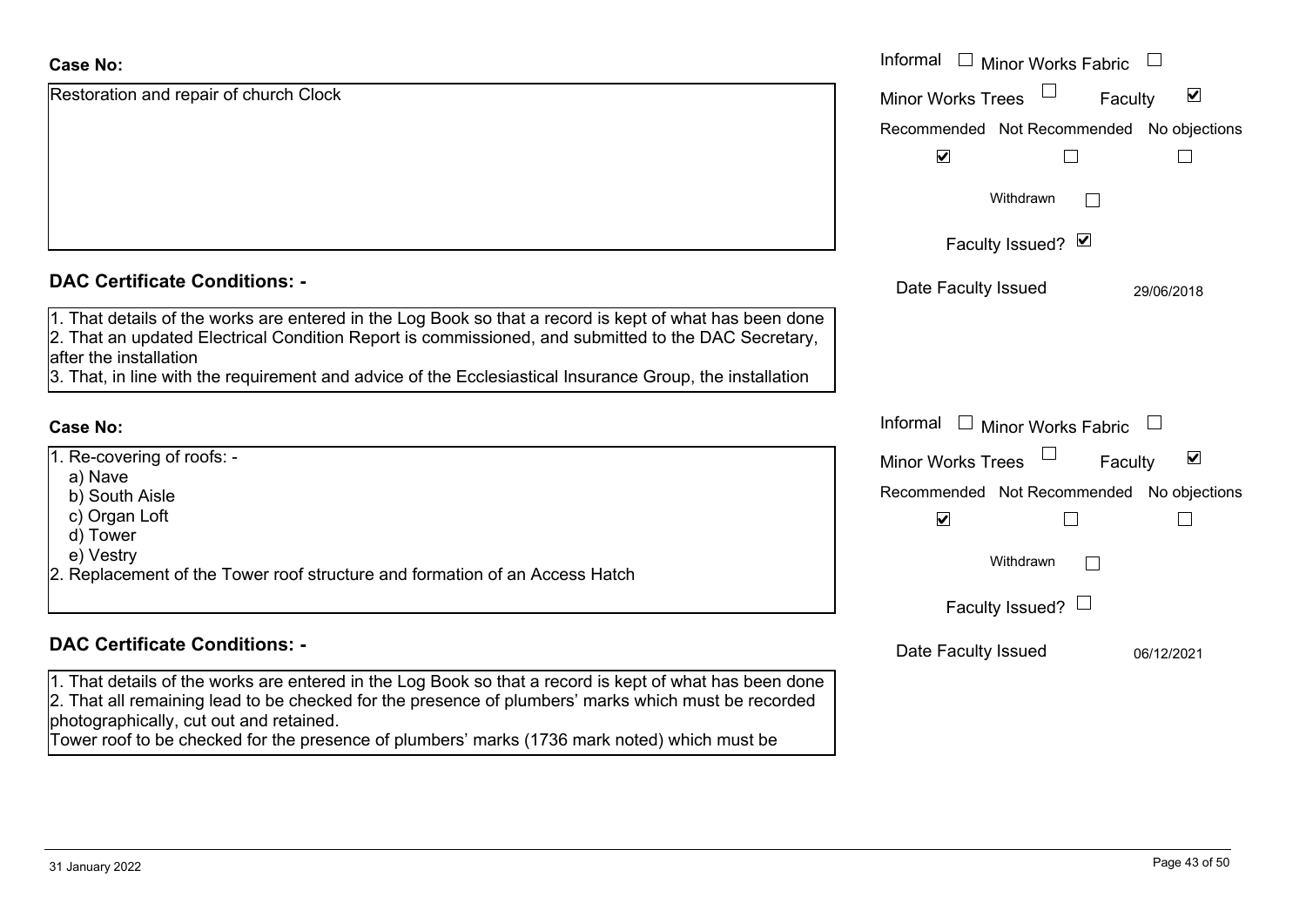**Case No:**

Restoration and repair of church Clock

Informal ☐ Minor Works Fabric ☐

Minor Works Trees ☐ Faculty ☑

Recommended ☑ Not Recommended ☐ No objections ☐

Withdrawn ☐

Faculty Issued? ☑

Date Faculty Issued 29/06/2018

## DAC Certificate Conditions: -

1. That details of the works are entered in the Log Book so that a record is kept of what has been done
2. That an updated Electrical Condition Report is commissioned, and submitted to the DAC Secretary, after the installation
3. That, in line with the requirement and advice of the Ecclesiastical Insurance Group, the installation

**Case No:**

1. Re-covering of roofs: -
   a) Nave
   b) South Aisle
   c) Organ Loft
   d) Tower
   e) Vestry
2. Replacement of the Tower roof structure and formation of an Access Hatch

Informal ☐ Minor Works Fabric ☐

Minor Works Trees ☐ Faculty ☑

Recommended ☑ Not Recommended ☐ No objections ☐

Withdrawn ☐

Faculty Issued? ☐

Date Faculty Issued 06/12/2021

## DAC Certificate Conditions: -

1. That details of the works are entered in the Log Book so that a record is kept of what has been done
2. That all remaining lead to be checked for the presence of plumbers' marks which must be recorded photographically, cut out and retained.

Tower roof to be checked for the presence of plumbers' marks (1736 mark noted) which must be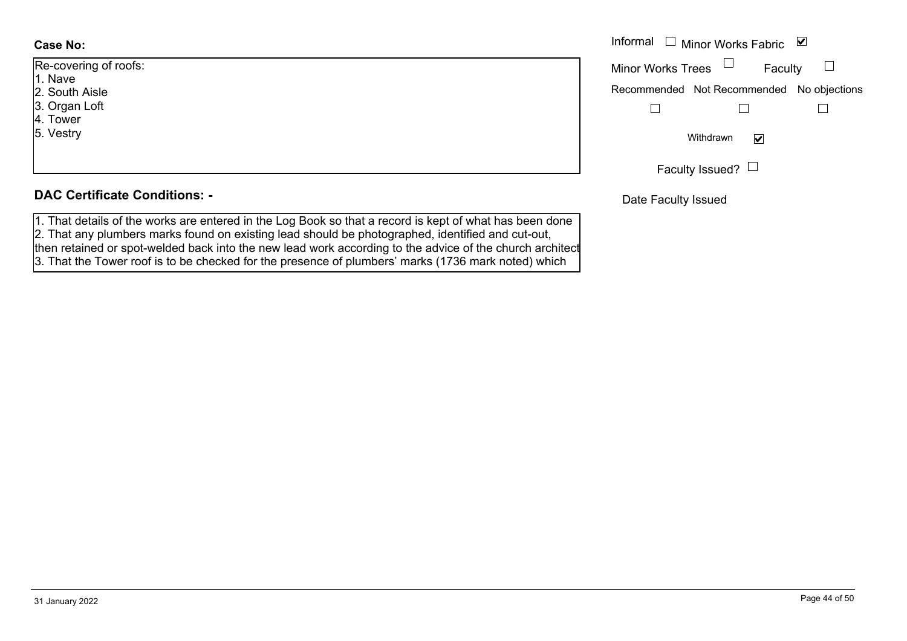**Case No:**

Re-covering of roofs:
1. Nave
2. South Aisle
3. Organ Loft
4. Tower
5. Vestry

Informal ☐ Minor Works Fabric ☑

Minor Works Trees ☐ Faculty ☐

Recommended ☐ Not Recommended ☐ No objections ☐

Withdrawn ☑

Faculty Issued? ☐

Date Faculty Issued

## DAC Certificate Conditions: -

1. That details of the works are entered in the Log Book so that a record is kept of what has been done
2. That any plumbers marks found on existing lead should be photographed, identified and cut-out, then retained or spot-welded back into the new lead work according to the advice of the church architect
3. That the Tower roof is to be checked for the presence of plumbers' marks (1736 mark noted) which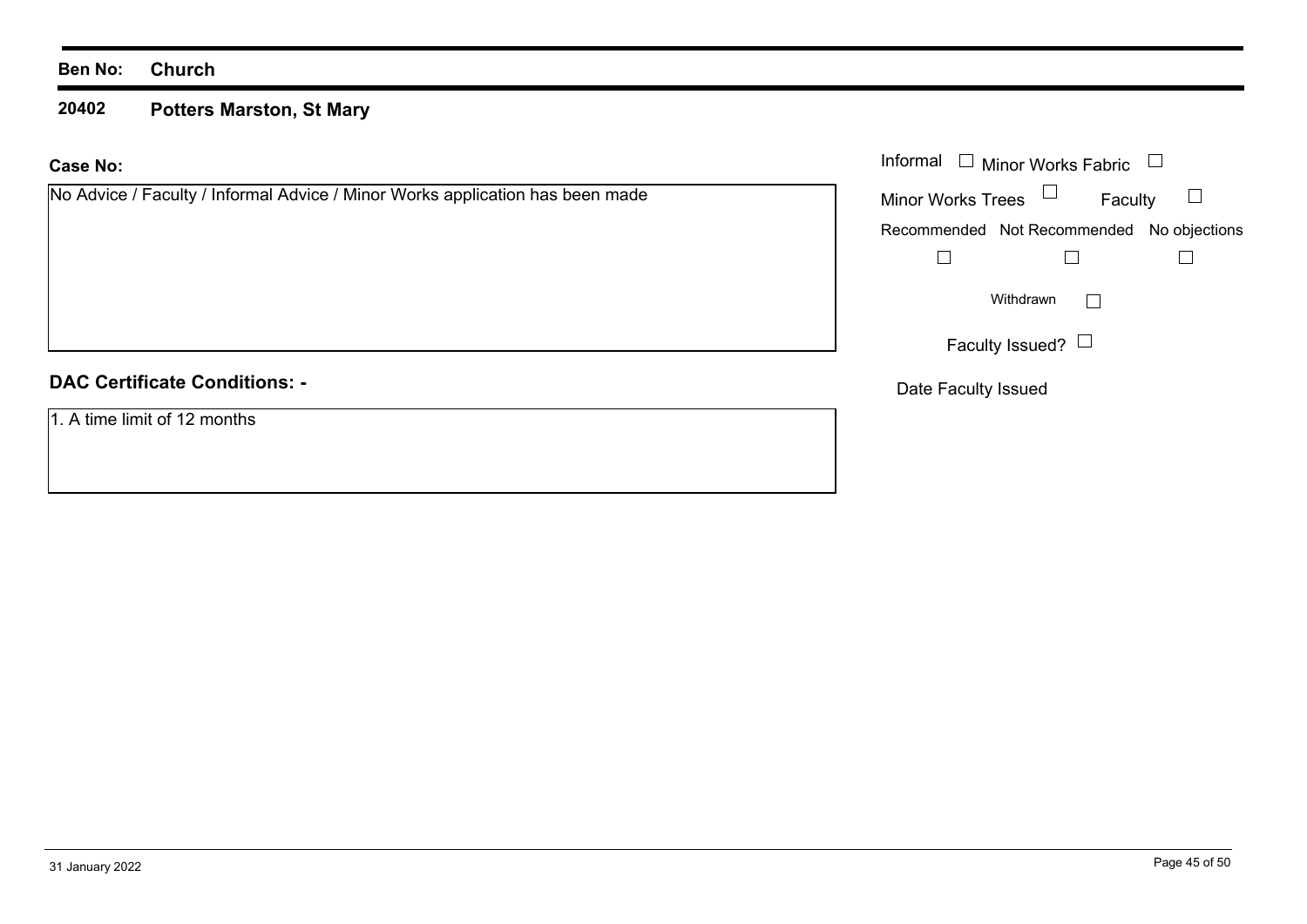**Ben No:** **Church**

## 20402 Potters Marston, St Mary

**Case No:**

No Advice / Faculty / Informal Advice / Minor Works application has been made

Informal ☐ Minor Works Fabric ☐

Minor Works Trees ☐ Faculty ☐

Recommended ☐ Not Recommended ☐ No objections ☐

Withdrawn ☐

Faculty Issued? ☐

Date Faculty Issued

### DAC Certificate Conditions: -

1. A time limit of 12 months

31 January 2022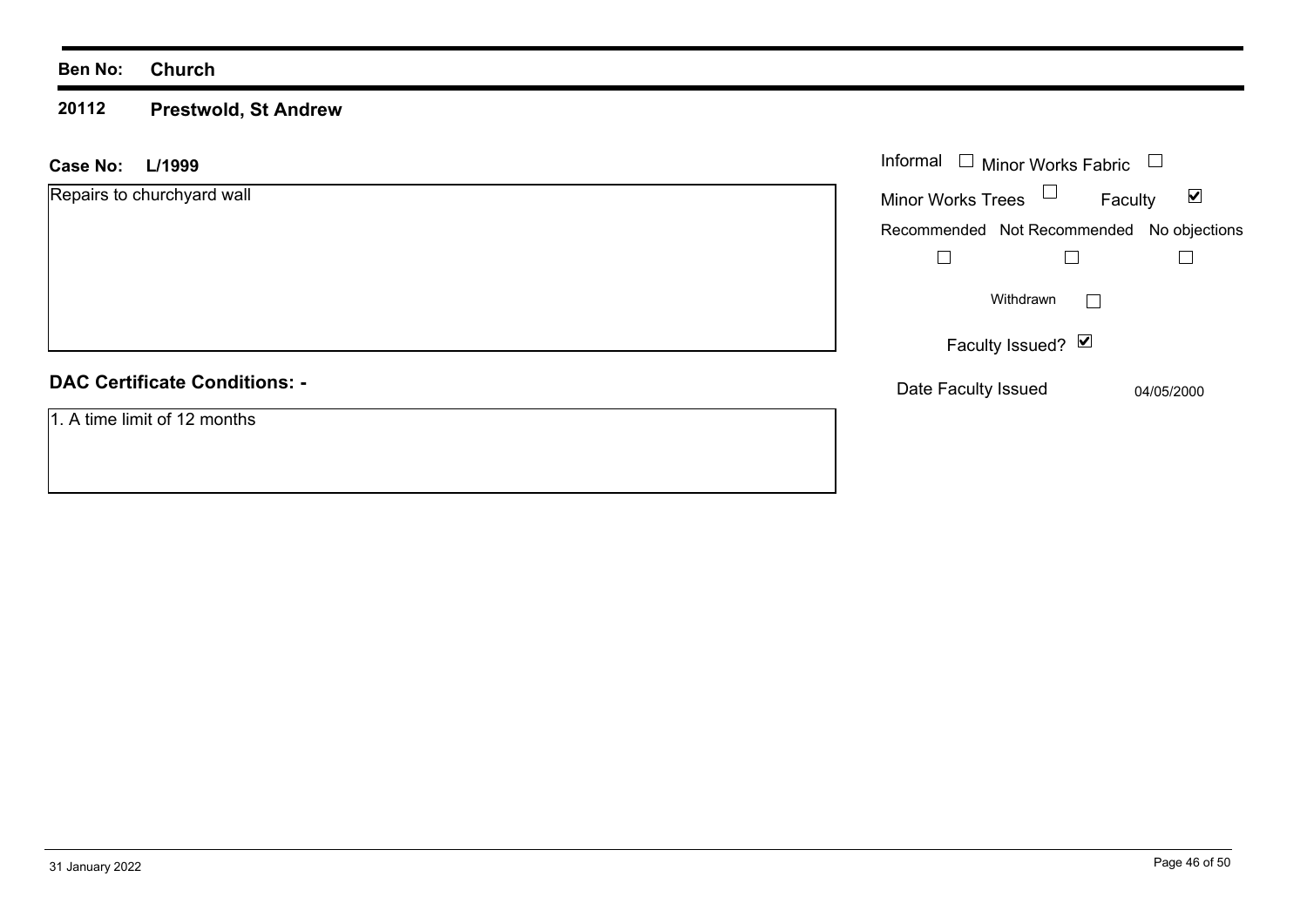**Ben No:** **Church**

## 20112 Prestwold, St Andrew

**Case No:** **L/1999**

Repairs to churchyard wall

| | |
|---|---|
| Informal | ☐ |
| Minor Works Fabric | ☐ |
| Minor Works Trees | ☐ |
| Faculty | ☑ |

| Recommended | Not Recommended | No objections |
|---|---|---|
| ☐ | ☐ | ☐ |

Withdrawn ☐

Faculty Issued? ☑

Date Faculty Issued: 04/05/2000

**DAC Certificate Conditions: -**

1. A time limit of 12 months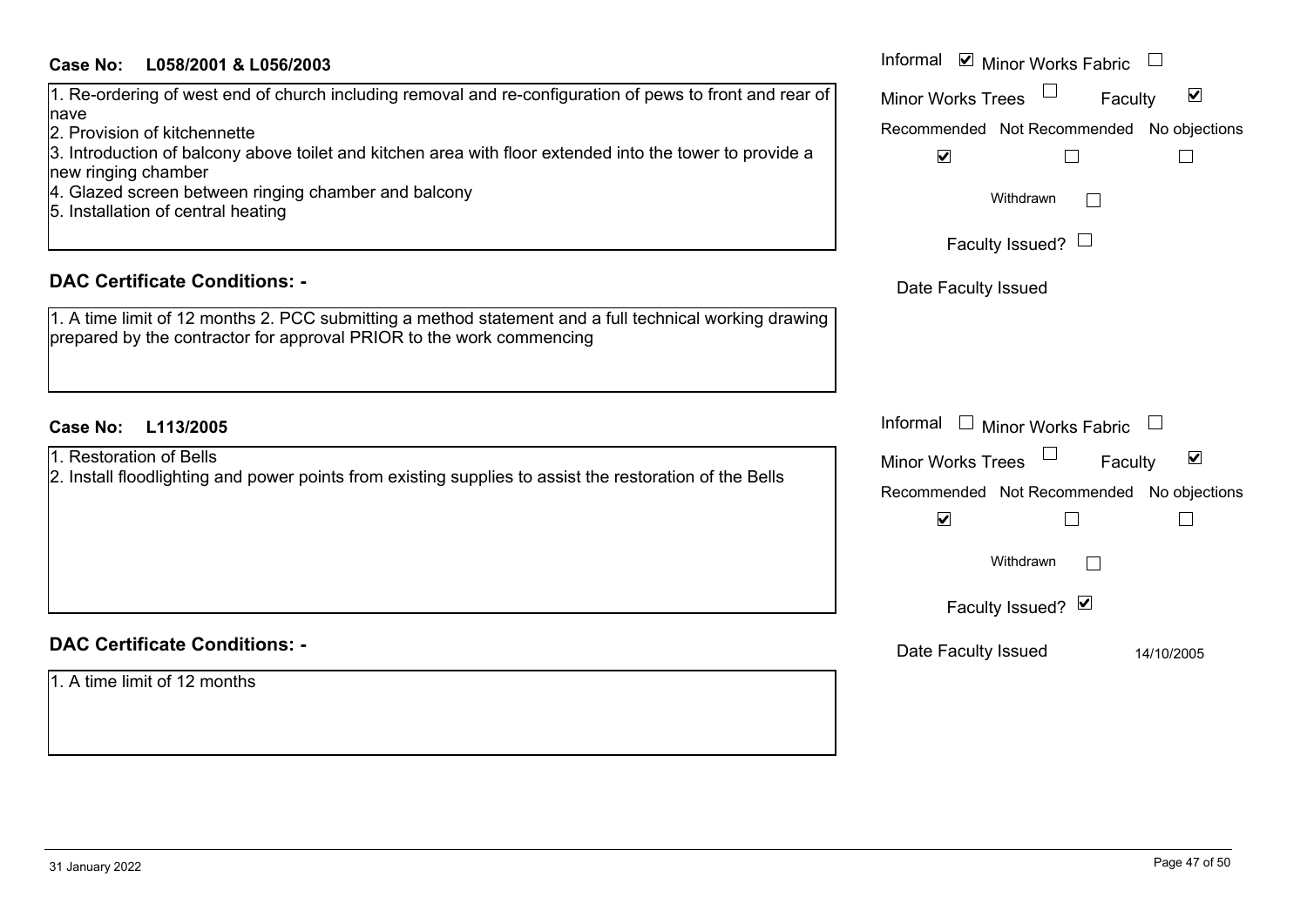**Case No: L058/2001 & L056/2003**

1. Re-ordering of west end of church including removal and re-configuration of pews to front and rear of nave
2. Provision of kitchennette
3. Introduction of balcony above toilet and kitchen area with floor extended into the tower to provide a new ringing chamber
4. Glazed screen between ringing chamber and balcony
5. Installation of central heating

Informal ☑ Minor Works Fabric ☐
Minor Works Trees ☐ Faculty ☑

| Recommended | Not Recommended | No objections |
|---|---|---|
| ☑ | ☐ | ☐ |

Withdrawn ☐

Faculty Issued? ☐

Date Faculty Issued

## DAC Certificate Conditions: -

1. A time limit of 12 months 2. PCC submitting a method statement and a full technical working drawing prepared by the contractor for approval PRIOR to the work commencing

**Case No: L113/2005**

1. Restoration of Bells
2. Install floodlighting and power points from existing supplies to assist the restoration of the Bells

Informal ☐ Minor Works Fabric ☐
Minor Works Trees ☐ Faculty ☑

| Recommended | Not Recommended | No objections |
|---|---|---|
| ☑ | ☐ | ☐ |

Withdrawn ☐

Faculty Issued? ☑

Date Faculty Issued 14/10/2005

## DAC Certificate Conditions: -

1. A time limit of 12 months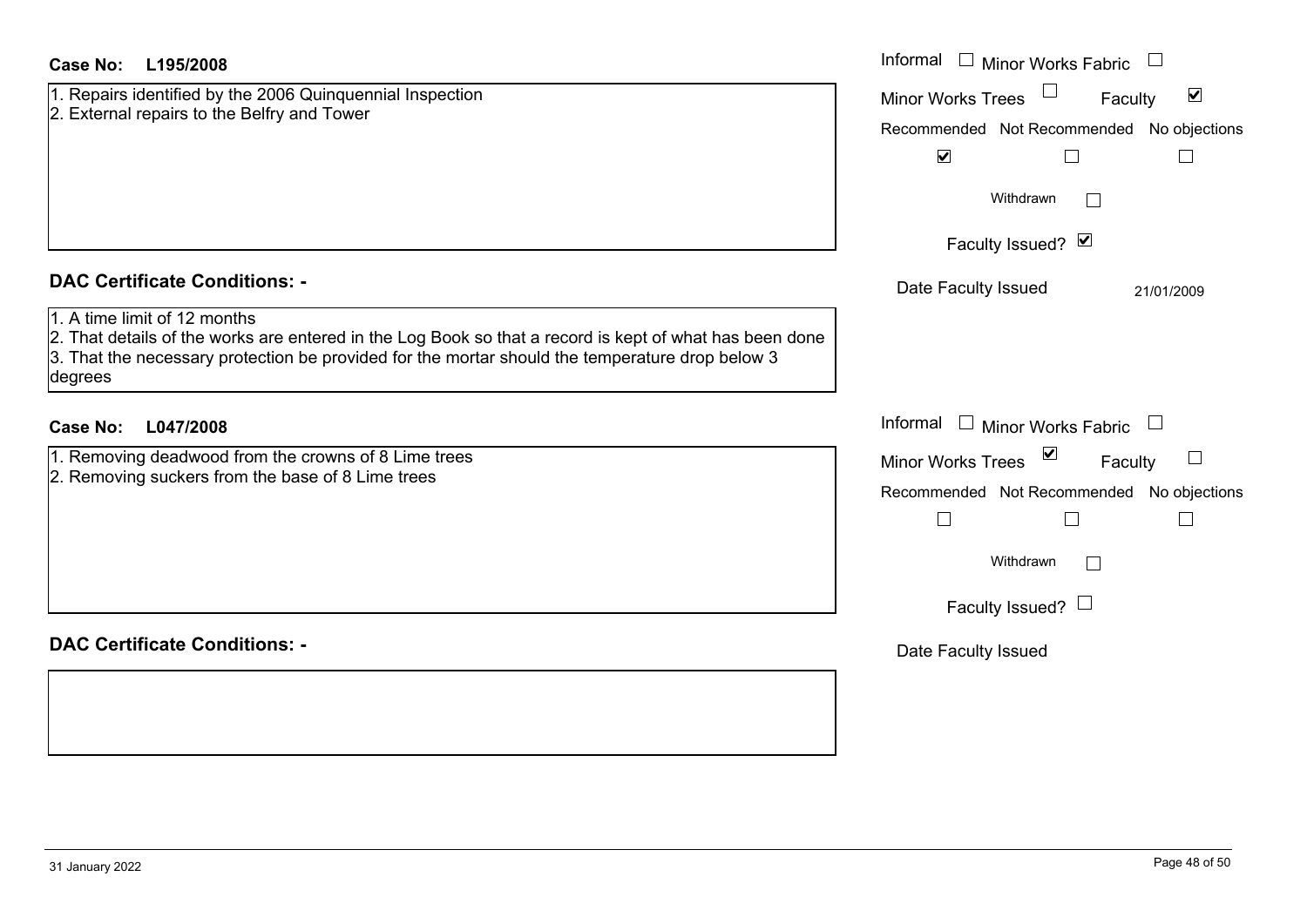**Case No: L195/2008**

1. Repairs identified by the 2006 Quinquennial Inspection
2. External repairs to the Belfry and Tower

Informal ☐ Minor Works Fabric ☐
Minor Works Trees ☐ Faculty ☑

| Recommended | Not Recommended | No objections |
|---|---|---|
| ☑ | ☐ | ☐ |

Withdrawn ☐

Faculty Issued? ☑

Date Faculty Issued 21/01/2009

**DAC Certificate Conditions: -**

1. A time limit of 12 months
2. That details of the works are entered in the Log Book so that a record is kept of what has been done
3. That the necessary protection be provided for the mortar should the temperature drop below 3 degrees

**Case No: L047/2008**

1. Removing deadwood from the crowns of 8 Lime trees
2. Removing suckers from the base of 8 Lime trees

Informal ☐ Minor Works Fabric ☐
Minor Works Trees ☑ Faculty ☐

| Recommended | Not Recommended | No objections |
|---|---|---|
| ☐ | ☐ | ☐ |

Withdrawn ☐

Faculty Issued? ☐

Date Faculty Issued

**DAC Certificate Conditions: -**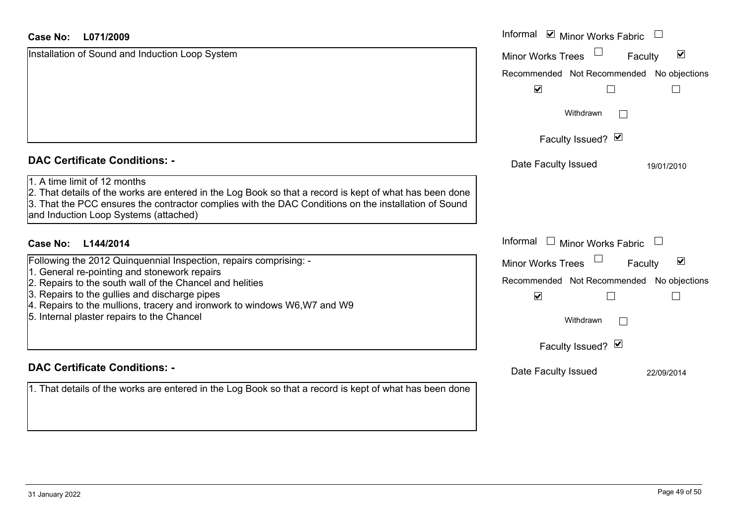**Case No: L071/2009**

Installation of Sound and Induction Loop System

Informal ☑ Minor Works Fabric ☐
Minor Works Trees ☐ Faculty ☑

| Recommended | Not Recommended | No objections |
|---|---|---|
| ☑ | ☐ | ☐ |

Withdrawn ☐

Faculty Issued? ☑

Date Faculty Issued 19/01/2010

## DAC Certificate Conditions: -

1. A time limit of 12 months
2. That details of the works are entered in the Log Book so that a record is kept of what has been done
3. That the PCC ensures the contractor complies with the DAC Conditions on the installation of Sound and Induction Loop Systems (attached)

**Case No: L144/2014**

Following the 2012 Quinquennial Inspection, repairs comprising: -
1. General re-pointing and stonework repairs
2. Repairs to the south wall of the Chancel and helities
3. Repairs to the gullies and discharge pipes
4. Repairs to the mullions, tracery and ironwork to windows W6,W7 and W9
5. Internal plaster repairs to the Chancel

Informal ☐ Minor Works Fabric ☐
Minor Works Trees ☐ Faculty ☑

| Recommended | Not Recommended | No objections |
|---|---|---|
| ☑ | ☐ | ☐ |

Withdrawn ☐

Faculty Issued? ☑

Date Faculty Issued 22/09/2014

## DAC Certificate Conditions: -

1. That details of the works are entered in the Log Book so that a record is kept of what has been done

31 January 2022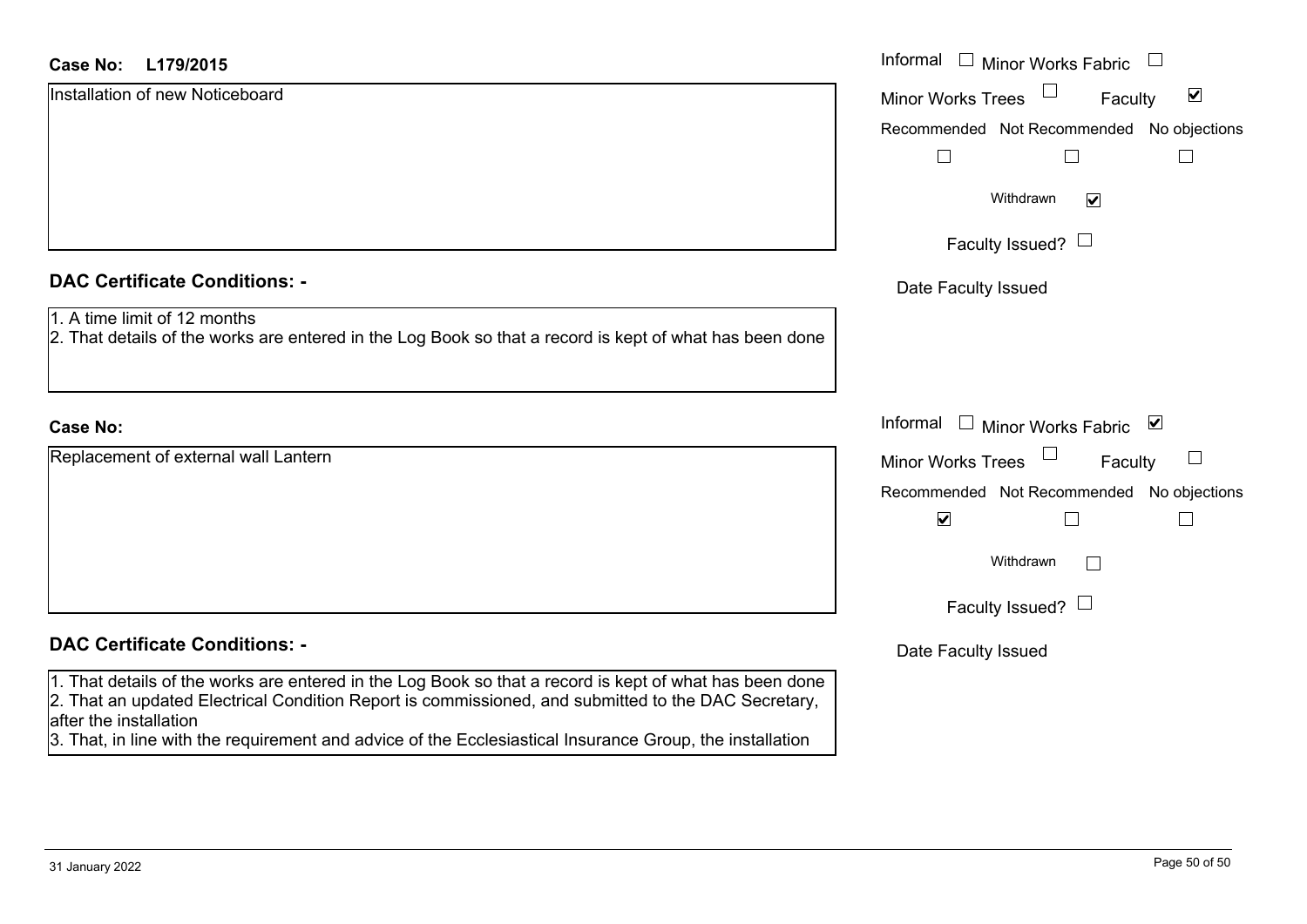**Case No: L179/2015**

Installation of new Noticeboard

Informal ☐ Minor Works Fabric ☐
Minor Works Trees ☐ Faculty ☑
Recommended ☐ Not Recommended ☐ No objections ☐
Withdrawn ☑
Faculty Issued? ☐
Date Faculty Issued

## DAC Certificate Conditions: -

1. A time limit of 12 months
2. That details of the works are entered in the Log Book so that a record is kept of what has been done

**Case No:**

Replacement of external wall Lantern

Informal ☐ Minor Works Fabric ☑
Minor Works Trees ☐ Faculty ☐
Recommended ☑ Not Recommended ☐ No objections ☐
Withdrawn ☐
Faculty Issued? ☐
Date Faculty Issued

## DAC Certificate Conditions: -

1. That details of the works are entered in the Log Book so that a record is kept of what has been done
2. That an updated Electrical Condition Report is commissioned, and submitted to the DAC Secretary, after the installation
3. That, in line with the requirement and advice of the Ecclesiastical Insurance Group, the installation

31 January 2022